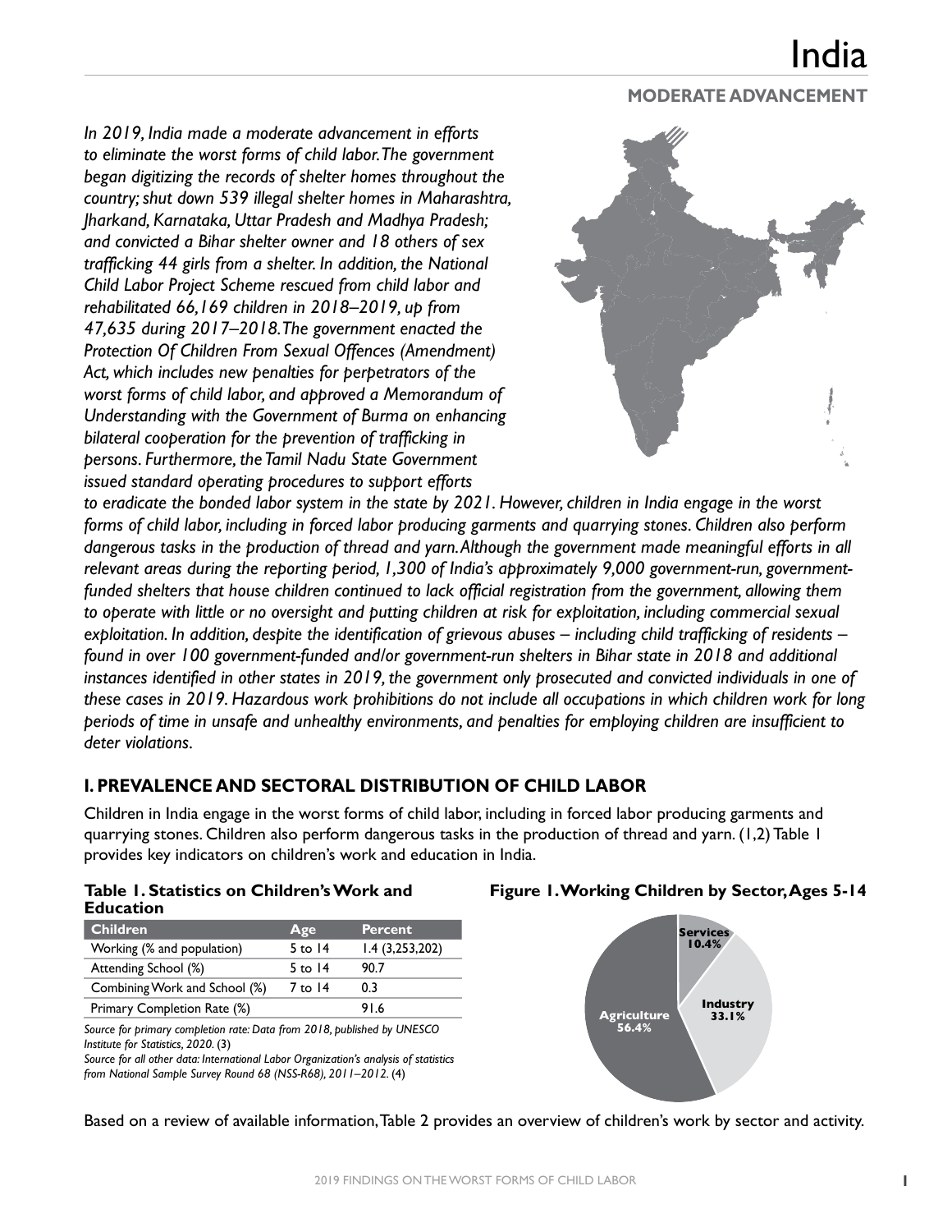# India

**MODERATE ADVANCEMENT**

*In 2019, India made a moderate advancement in efforts to eliminate the worst forms of child labor. The government began digitizing the records of shelter homes throughout the country; shut down 539 illegal shelter homes in Maharashtra, Jharkand, Karnataka, Uttar Pradesh and Madhya Pradesh; and convicted a Bihar shelter owner and 18 others of sex trafficking 44 girls from a shelter. In addition, the National Child Labor Project Scheme rescued from child labor and rehabilitated 66,169 children in 2018–2019, up from 47,635 during 2017–2018. The government enacted the Protection Of Children From Sexual Offences (Amendment) Act, which includes new penalties for perpetrators of the worst forms of child labor, and approved a Memorandum of Understanding with the Government of Burma on enhancing bilateral cooperation for the prevention of trafficking in persons. Furthermore, the Tamil Nadu State Government issued standard operating procedures to support efforts to eradicate the bonded labor system in the state by 2021. However, children in India engage in the worst forms of child labor, including in forced labor producing garments and quarrying stones. Children also perform dangerous tasks in the production of thread and yarn. Although the government made meaningful efforts in all relevant areas during the reporting period, 1,300 of India's approximately 9,000 government-run, government-funded shelters that house children continued to lack official registration from the government, allowing them to operate with little or no oversight and putting children at risk for exploitation, including commercial sexual exploitation. In addition, despite the identification of grievous abuses – including child trafficking of residents – found in over 100 government-funded and/or government-run shelters in Bihar state in 2018 and additional instances identified in other states in 2019, the government only prosecuted and convicted individuals in one of these cases in 2019. Hazardous work prohibitions do not include all occupations in which children work for long periods of time in unsafe and unhealthy environments, and penalties for employing children are insufficient to deter violations.*

## I. PREVALENCE AND SECTORAL DISTRIBUTION OF CHILD LABOR

Children in India engage in the worst forms of child labor, including in forced labor producing garments and quarrying stones. Children also perform dangerous tasks in the production of thread and yarn. (1,2) Table 1 provides key indicators on children's work and education in India.

**Table 1. Statistics on Children's Work and Education**

| Children | Age | Percent |
|---|---|---|
| Working (% and population) | 5 to 14 | 1.4 (3,253,202) |
| Attending School (%) | 5 to 14 | 90.7 |
| Combining Work and School (%) | 7 to 14 | 0.3 |
| Primary Completion Rate (%) | | 91.6 |

*Source for primary completion rate: Data from 2018, published by UNESCO Institute for Statistics, 2020.* (3)
*Source for all other data: International Labor Organization's analysis of statistics from National Sample Survey Round 68 (NSS-R68), 2011–2012.* (4)

**Figure 1. Working Children by Sector, Ages 5-14**

Services 10.4%
Industry 33.1%
Agriculture 56.4%

Based on a review of available information, Table 2 provides an overview of children's work by sector and activity.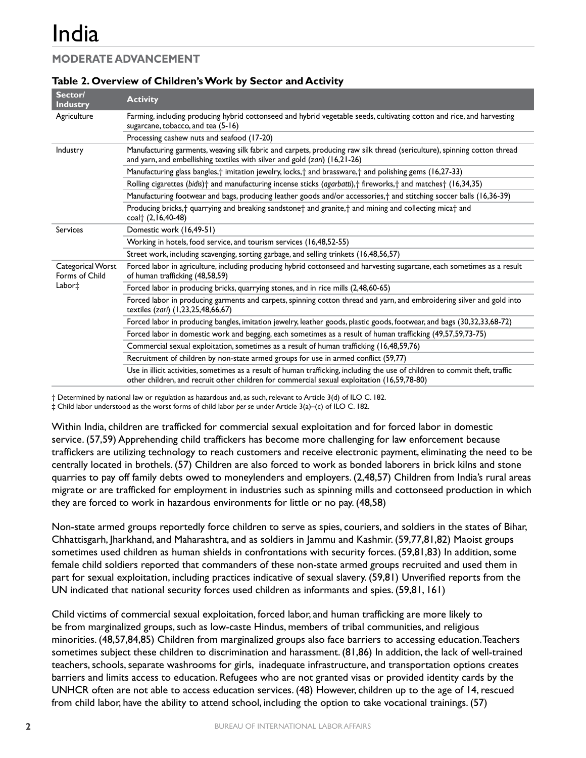# India

## MODERATE ADVANCEMENT

**Table 2. Overview of Children's Work by Sector and Activity**

| Sector/ Industry | Activity |
|---|---|
| Agriculture | Farming, including producing hybrid cottonseed and hybrid vegetable seeds, cultivating cotton and rice, and harvesting sugarcane, tobacco, and tea (5-16) |
| | Processing cashew nuts and seafood (17-20) |
| Industry | Manufacturing garments, weaving silk fabric and carpets, producing raw silk thread (sericulture), spinning cotton thread and yarn, and embellishing textiles with silver and gold (*zari*) (16,21-26) |
| | Manufacturing glass bangles,† imitation jewelry, locks,† and brassware,† and polishing gems (16,27-33) |
| | Rolling cigarettes (*bidis*)† and manufacturing incense sticks (*agarbatti*),† fireworks,† and matches† (16,34,35) |
| | Manufacturing footwear and bags, producing leather goods and/or accessories,† and stitching soccer balls (16,36-39) |
| | Producing bricks,† quarrying and breaking sandstone† and granite,† and mining and collecting mica† and coal† (2,16,40-48) |
| Services | Domestic work (16,49-51) |
| | Working in hotels, food service, and tourism services (16,48,52-55) |
| | Street work, including scavenging, sorting garbage, and selling trinkets (16,48,56,57) |
| Categorical Worst Forms of Child Labor‡ | Forced labor in agriculture, including producing hybrid cottonseed and harvesting sugarcane, each sometimes as a result of human trafficking (48,58,59) |
| | Forced labor in producing bricks, quarrying stones, and in rice mills (2,48,60-65) |
| | Forced labor in producing garments and carpets, spinning cotton thread and yarn, and embroidering silver and gold into textiles (*zari*) (1,23,25,48,66,67) |
| | Forced labor in producing bangles, imitation jewelry, leather goods, plastic goods, footwear, and bags (30,32,33,68-72) |
| | Forced labor in domestic work and begging, each sometimes as a result of human trafficking (49,57,59,73-75) |
| | Commercial sexual exploitation, sometimes as a result of human trafficking (16,48,59,76) |
| | Recruitment of children by non-state armed groups for use in armed conflict (59,77) |
| | Use in illicit activities, sometimes as a result of human trafficking, including the use of children to commit theft, traffic other children, and recruit other children for commercial sexual exploitation (16,59,78-80) |

† Determined by national law or regulation as hazardous and, as such, relevant to Article 3(d) of ILO C. 182.
‡ Child labor understood as the worst forms of child labor *per se* under Article 3(a)–(c) of ILO C. 182.

Within India, children are trafficked for commercial sexual exploitation and for forced labor in domestic service. (57,59) Apprehending child traffickers has become more challenging for law enforcement because traffickers are utilizing technology to reach customers and receive electronic payment, eliminating the need to be centrally located in brothels. (57) Children are also forced to work as bonded laborers in brick kilns and stone quarries to pay off family debts owed to moneylenders and employers. (2,48,57) Children from India's rural areas migrate or are trafficked for employment in industries such as spinning mills and cottonseed production in which they are forced to work in hazardous environments for little or no pay. (48,58)

Non-state armed groups reportedly force children to serve as spies, couriers, and soldiers in the states of Bihar, Chhattisgarh, Jharkhand, and Maharashtra, and as soldiers in Jammu and Kashmir. (59,77,81,82) Maoist groups sometimes used children as human shields in confrontations with security forces. (59,81,83) In addition, some female child soldiers reported that commanders of these non-state armed groups recruited and used them in part for sexual exploitation, including practices indicative of sexual slavery. (59,81) Unverified reports from the UN indicated that national security forces used children as informants and spies. (59,81, 161)

Child victims of commercial sexual exploitation, forced labor, and human trafficking are more likely to be from marginalized groups, such as low-caste Hindus, members of tribal communities, and religious minorities. (48,57,84,85) Children from marginalized groups also face barriers to accessing education. Teachers sometimes subject these children to discrimination and harassment. (81,86) In addition, the lack of well-trained teachers, schools, separate washrooms for girls, inadequate infrastructure, and transportation options creates barriers and limits access to education. Refugees who are not granted visas or provided identity cards by the UNHCR often are not able to access education services. (48) However, children up to the age of 14, rescued from child labor, have the ability to attend school, including the option to take vocational trainings. (57)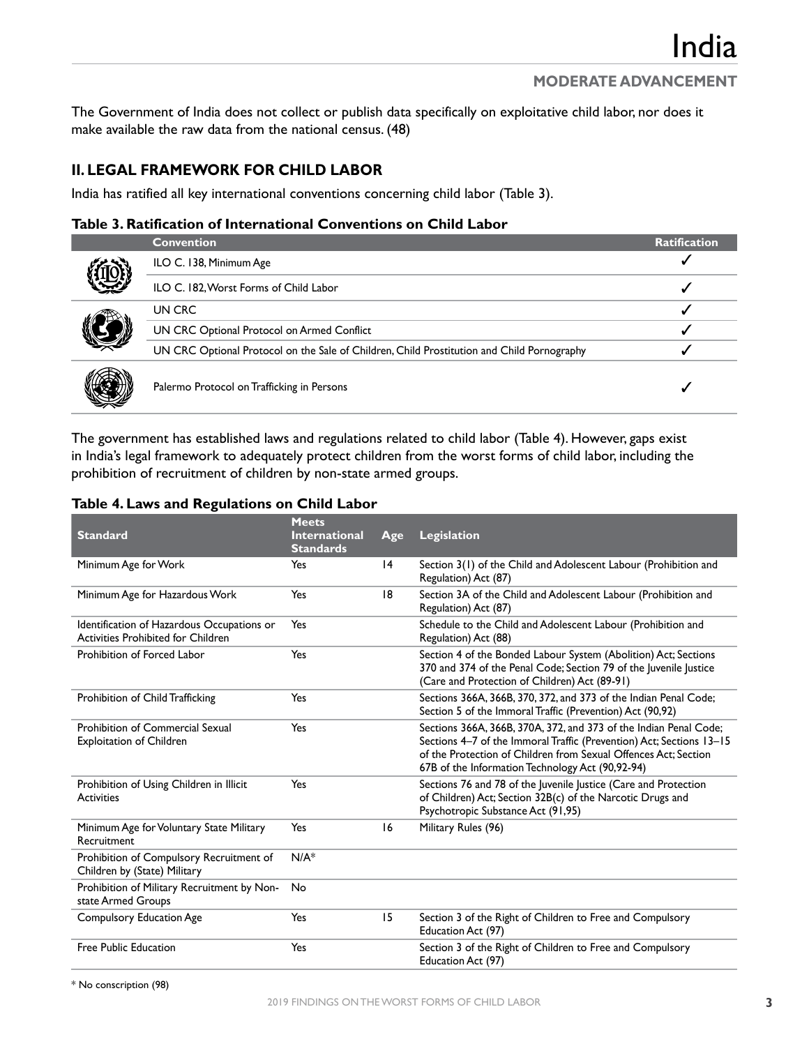The Government of India does not collect or publish data specifically on exploitative child labor, nor does it make available the raw data from the national census. (48)

## II. LEGAL FRAMEWORK FOR CHILD LABOR

India has ratified all key international conventions concerning child labor (Table 3).

**Table 3. Ratification of International Conventions on Child Labor**

| Convention | Ratification |
|---|---|
| ILO C. 138, Minimum Age | ✓ |
| ILO C. 182, Worst Forms of Child Labor | ✓ |
| UN CRC | ✓ |
| UN CRC Optional Protocol on Armed Conflict | ✓ |
| UN CRC Optional Protocol on the Sale of Children, Child Prostitution and Child Pornography | ✓ |
| Palermo Protocol on Trafficking in Persons | ✓ |

The government has established laws and regulations related to child labor (Table 4). However, gaps exist in India's legal framework to adequately protect children from the worst forms of child labor, including the prohibition of recruitment of children by non-state armed groups.

**Table 4. Laws and Regulations on Child Labor**

| Standard | Meets International Standards | Age | Legislation |
|---|---|---|---|
| Minimum Age for Work | Yes | 14 | Section 3(1) of the Child and Adolescent Labour (Prohibition and Regulation) Act (87) |
| Minimum Age for Hazardous Work | Yes | 18 | Section 3A of the Child and Adolescent Labour (Prohibition and Regulation) Act (87) |
| Identification of Hazardous Occupations or Activities Prohibited for Children | Yes | | Schedule to the Child and Adolescent Labour (Prohibition and Regulation) Act (88) |
| Prohibition of Forced Labor | Yes | | Section 4 of the Bonded Labour System (Abolition) Act; Sections 370 and 374 of the Penal Code; Section 79 of the Juvenile Justice (Care and Protection of Children) Act (89-91) |
| Prohibition of Child Trafficking | Yes | | Sections 366A, 366B, 370, 372, and 373 of the Indian Penal Code; Section 5 of the Immoral Traffic (Prevention) Act (90,92) |
| Prohibition of Commercial Sexual Exploitation of Children | Yes | | Sections 366A, 366B, 370A, 372, and 373 of the Indian Penal Code; Sections 4–7 of the Immoral Traffic (Prevention) Act; Sections 13–15 of the Protection of Children from Sexual Offences Act; Section 67B of the Information Technology Act (90,92-94) |
| Prohibition of Using Children in Illicit Activities | Yes | | Sections 76 and 78 of the Juvenile Justice (Care and Protection of Children) Act; Section 32B(c) of the Narcotic Drugs and Psychotropic Substance Act (91,95) |
| Minimum Age for Voluntary State Military Recruitment | Yes | 16 | Military Rules (96) |
| Prohibition of Compulsory Recruitment of Children by (State) Military | N/A* | | |
| Prohibition of Military Recruitment by Non-state Armed Groups | No | | |
| Compulsory Education Age | Yes | 15 | Section 3 of the Right of Children to Free and Compulsory Education Act (97) |
| Free Public Education | Yes | | Section 3 of the Right of Children to Free and Compulsory Education Act (97) |

* No conscription (98)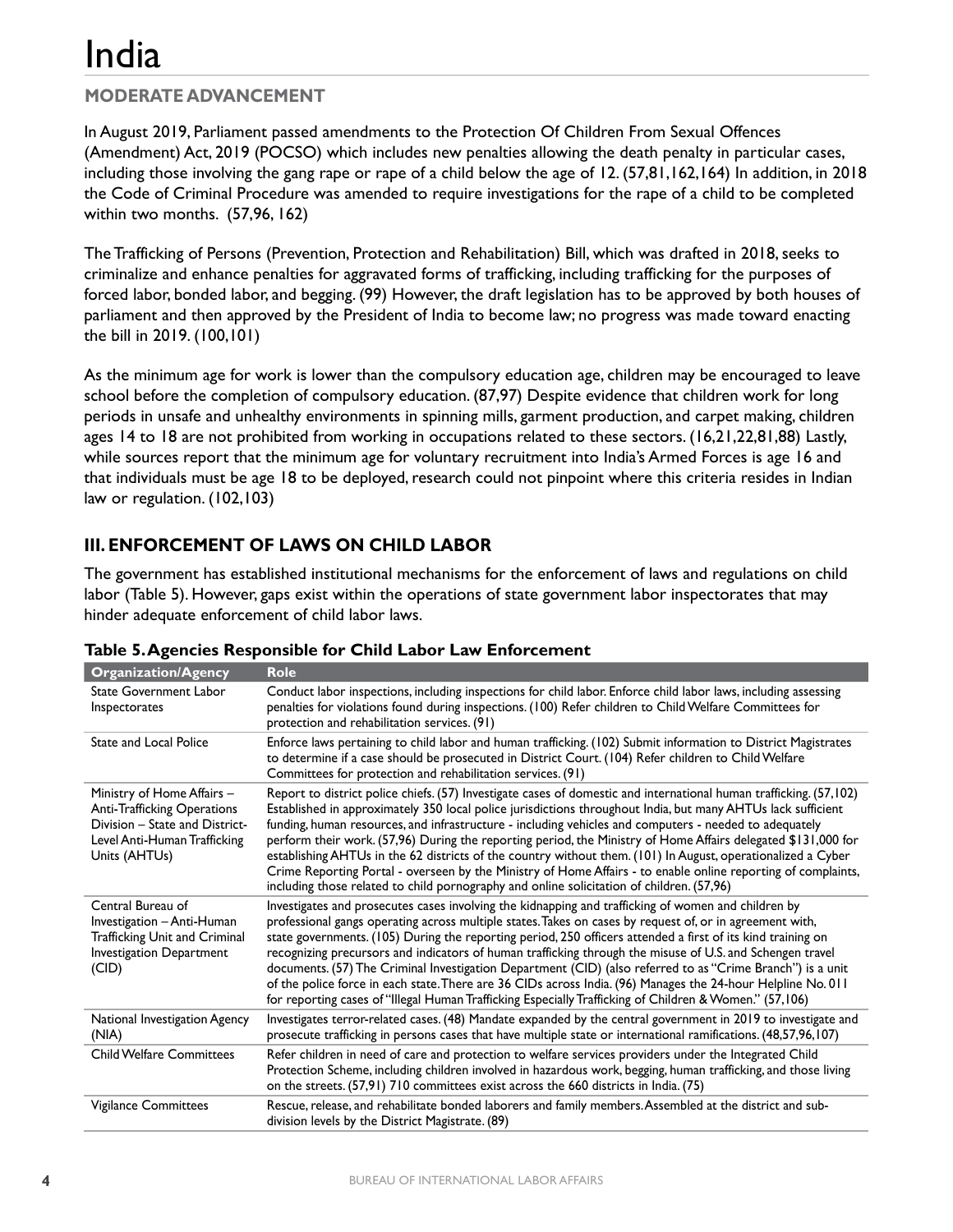# India

## MODERATE ADVANCEMENT

In August 2019, Parliament passed amendments to the Protection Of Children From Sexual Offences (Amendment) Act, 2019 (POCSO) which includes new penalties allowing the death penalty in particular cases, including those involving the gang rape or rape of a child below the age of 12. (57,81,162,164) In addition, in 2018 the Code of Criminal Procedure was amended to require investigations for the rape of a child to be completed within two months. (57,96, 162)

The Trafficking of Persons (Prevention, Protection and Rehabilitation) Bill, which was drafted in 2018, seeks to criminalize and enhance penalties for aggravated forms of trafficking, including trafficking for the purposes of forced labor, bonded labor, and begging. (99) However, the draft legislation has to be approved by both houses of parliament and then approved by the President of India to become law; no progress was made toward enacting the bill in 2019. (100,101)

As the minimum age for work is lower than the compulsory education age, children may be encouraged to leave school before the completion of compulsory education. (87,97) Despite evidence that children work for long periods in unsafe and unhealthy environments in spinning mills, garment production, and carpet making, children ages 14 to 18 are not prohibited from working in occupations related to these sectors. (16,21,22,81,88) Lastly, while sources report that the minimum age for voluntary recruitment into India's Armed Forces is age 16 and that individuals must be age 18 to be deployed, research could not pinpoint where this criteria resides in Indian law or regulation. (102,103)

## III. ENFORCEMENT OF LAWS ON CHILD LABOR

The government has established institutional mechanisms for the enforcement of laws and regulations on child labor (Table 5). However, gaps exist within the operations of state government labor inspectorates that may hinder adequate enforcement of child labor laws.

**Table 5. Agencies Responsible for Child Labor Law Enforcement**

| Organization/Agency | Role |
|---|---|
| State Government Labor Inspectorates | Conduct labor inspections, including inspections for child labor. Enforce child labor laws, including assessing penalties for violations found during inspections. (100) Refer children to Child Welfare Committees for protection and rehabilitation services. (91) |
| State and Local Police | Enforce laws pertaining to child labor and human trafficking. (102) Submit information to District Magistrates to determine if a case should be prosecuted in District Court. (104) Refer children to Child Welfare Committees for protection and rehabilitation services. (91) |
| Ministry of Home Affairs – Anti-Trafficking Operations Division – State and District-Level Anti-Human Trafficking Units (AHTUs) | Report to district police chiefs. (57) Investigate cases of domestic and international human trafficking. (57,102) Established in approximately 350 local police jurisdictions throughout India, but many AHTUs lack sufficient funding, human resources, and infrastructure - including vehicles and computers - needed to adequately perform their work. (57,96) During the reporting period, the Ministry of Home Affairs delegated $131,000 for establishing AHTUs in the 62 districts of the country without them. (101) In August, operationalized a Cyber Crime Reporting Portal - overseen by the Ministry of Home Affairs - to enable online reporting of complaints, including those related to child pornography and online solicitation of children. (57,96) |
| Central Bureau of Investigation – Anti-Human Trafficking Unit and Criminal Investigation Department (CID) | Investigates and prosecutes cases involving the kidnapping and trafficking of women and children by professional gangs operating across multiple states. Takes on cases by request of, or in agreement with, state governments. (105) During the reporting period, 250 officers attended a first of its kind training on recognizing precursors and indicators of human trafficking through the misuse of U.S. and Schengen travel documents. (57) The Criminal Investigation Department (CID) (also referred to as "Crime Branch") is a unit of the police force in each state. There are 36 CIDs across India. (96) Manages the 24-hour Helpline No. 011 for reporting cases of "Illegal Human Trafficking Especially Trafficking of Children & Women." (57,106) |
| National Investigation Agency (NIA) | Investigates terror-related cases. (48) Mandate expanded by the central government in 2019 to investigate and prosecute trafficking in persons cases that have multiple state or international ramifications. (48,57,96,107) |
| Child Welfare Committees | Refer children in need of care and protection to welfare services providers under the Integrated Child Protection Scheme, including children involved in hazardous work, begging, human trafficking, and those living on the streets. (57,91) 710 committees exist across the 660 districts in India. (75) |
| Vigilance Committees | Rescue, release, and rehabilitate bonded laborers and family members. Assembled at the district and sub-division levels by the District Magistrate. (89) |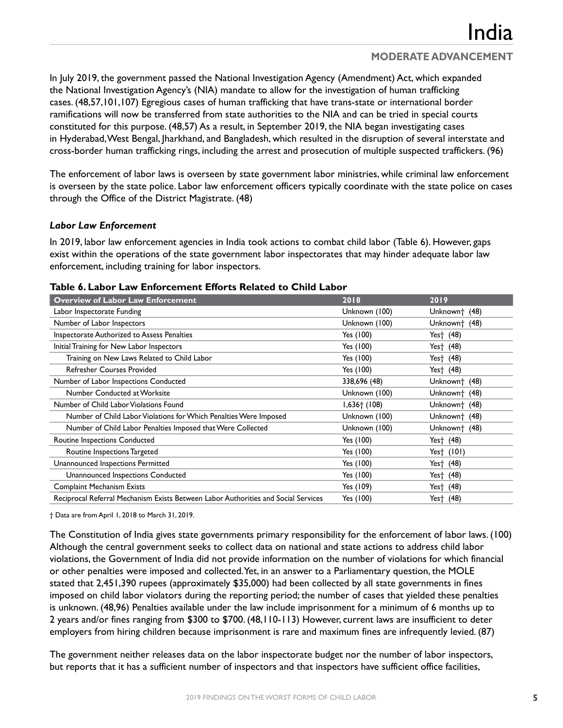In July 2019, the government passed the National Investigation Agency (Amendment) Act, which expanded the National Investigation Agency's (NIA) mandate to allow for the investigation of human trafficking cases. (48,57,101,107) Egregious cases of human trafficking that have trans-state or international border ramifications will now be transferred from state authorities to the NIA and can be tried in special courts constituted for this purpose. (48,57) As a result, in September 2019, the NIA began investigating cases in Hyderabad, West Bengal, Jharkhand, and Bangladesh, which resulted in the disruption of several interstate and cross-border human trafficking rings, including the arrest and prosecution of multiple suspected traffickers. (96)

The enforcement of labor laws is overseen by state government labor ministries, while criminal law enforcement is overseen by the state police. Labor law enforcement officers typically coordinate with the state police on cases through the Office of the District Magistrate. (48)

### *Labor Law Enforcement*

In 2019, labor law enforcement agencies in India took actions to combat child labor (Table 6). However, gaps exist within the operations of the state government labor inspectorates that may hinder adequate labor law enforcement, including training for labor inspectors.

**Table 6. Labor Law Enforcement Efforts Related to Child Labor**

| Overview of Labor Law Enforcement | 2018 | 2019 |
|---|---|---|
| Labor Inspectorate Funding | Unknown (100) | Unknown† (48) |
| Number of Labor Inspectors | Unknown (100) | Unknown† (48) |
| Inspectorate Authorized to Assess Penalties | Yes (100) | Yes† (48) |
| Initial Training for New Labor Inspectors | Yes (100) | Yes† (48) |
| Training on New Laws Related to Child Labor | Yes (100) | Yes† (48) |
| Refresher Courses Provided | Yes (100) | Yes† (48) |
| Number of Labor Inspections Conducted | 338,696 (48) | Unknown† (48) |
| Number Conducted at Worksite | Unknown (100) | Unknown† (48) |
| Number of Child Labor Violations Found | 1,636† (108) | Unknown† (48) |
| Number of Child Labor Violations for Which Penalties Were Imposed | Unknown (100) | Unknown† (48) |
| Number of Child Labor Penalties Imposed that Were Collected | Unknown (100) | Unknown† (48) |
| Routine Inspections Conducted | Yes (100) | Yes† (48) |
| Routine Inspections Targeted | Yes (100) | Yes† (101) |
| Unannounced Inspections Permitted | Yes (100) | Yes† (48) |
| Unannounced Inspections Conducted | Yes (100) | Yes† (48) |
| Complaint Mechanism Exists | Yes (109) | Yes† (48) |
| Reciprocal Referral Mechanism Exists Between Labor Authorities and Social Services | Yes (100) | Yes† (48) |

† Data are from April 1, 2018 to March 31, 2019.

The Constitution of India gives state governments primary responsibility for the enforcement of labor laws. (100) Although the central government seeks to collect data on national and state actions to address child labor violations, the Government of India did not provide information on the number of violations for which financial or other penalties were imposed and collected. Yet, in an answer to a Parliamentary question, the MOLE stated that 2,451,390 rupees (approximately $35,000) had been collected by all state governments in fines imposed on child labor violators during the reporting period; the number of cases that yielded these penalties is unknown. (48,96) Penalties available under the law include imprisonment for a minimum of 6 months up to 2 years and/or fines ranging from $300 to $700. (48,110-113) However, current laws are insufficient to deter employers from hiring children because imprisonment is rare and maximum fines are infrequently levied. (87)

The government neither releases data on the labor inspectorate budget nor the number of labor inspectors, but reports that it has a sufficient number of inspectors and that inspectors have sufficient office facilities,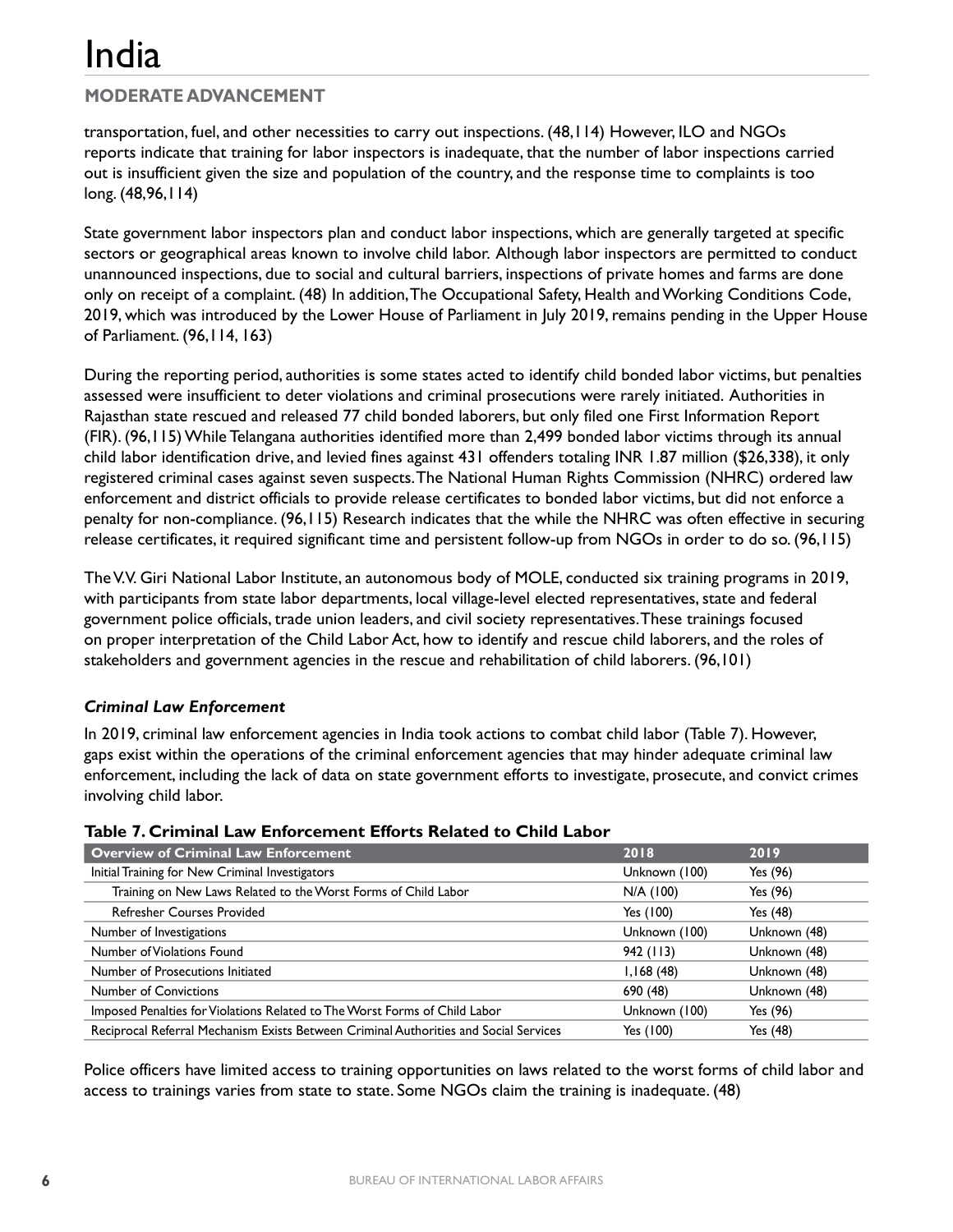transportation, fuel, and other necessities to carry out inspections. (48,114) However, ILO and NGOs reports indicate that training for labor inspectors is inadequate, that the number of labor inspections carried out is insufficient given the size and population of the country, and the response time to complaints is too long. (48,96,114)

State government labor inspectors plan and conduct labor inspections, which are generally targeted at specific sectors or geographical areas known to involve child labor. Although labor inspectors are permitted to conduct unannounced inspections, due to social and cultural barriers, inspections of private homes and farms are done only on receipt of a complaint. (48) In addition, The Occupational Safety, Health and Working Conditions Code, 2019, which was introduced by the Lower House of Parliament in July 2019, remains pending in the Upper House of Parliament. (96,114, 163)

During the reporting period, authorities is some states acted to identify child bonded labor victims, but penalties assessed were insufficient to deter violations and criminal prosecutions were rarely initiated. Authorities in Rajasthan state rescued and released 77 child bonded laborers, but only filed one First Information Report (FIR). (96,115) While Telangana authorities identified more than 2,499 bonded labor victims through its annual child labor identification drive, and levied fines against 431 offenders totaling INR 1.87 million ($26,338), it only registered criminal cases against seven suspects. The National Human Rights Commission (NHRC) ordered law enforcement and district officials to provide release certificates to bonded labor victims, but did not enforce a penalty for non-compliance. (96,115) Research indicates that the while the NHRC was often effective in securing release certificates, it required significant time and persistent follow-up from NGOs in order to do so. (96,115)

The V.V. Giri National Labor Institute, an autonomous body of MOLE, conducted six training programs in 2019, with participants from state labor departments, local village-level elected representatives, state and federal government police officials, trade union leaders, and civil society representatives. These trainings focused on proper interpretation of the Child Labor Act, how to identify and rescue child laborers, and the roles of stakeholders and government agencies in the rescue and rehabilitation of child laborers. (96,101)

### *Criminal Law Enforcement*

In 2019, criminal law enforcement agencies in India took actions to combat child labor (Table 7). However, gaps exist within the operations of the criminal enforcement agencies that may hinder adequate criminal law enforcement, including the lack of data on state government efforts to investigate, prosecute, and convict crimes involving child labor.

**Table 7. Criminal Law Enforcement Efforts Related to Child Labor**

| Overview of Criminal Law Enforcement | 2018 | 2019 |
|---|---|---|
| Initial Training for New Criminal Investigators | Unknown (100) | Yes (96) |
| Training on New Laws Related to the Worst Forms of Child Labor | N/A (100) | Yes (96) |
| Refresher Courses Provided | Yes (100) | Yes (48) |
| Number of Investigations | Unknown (100) | Unknown (48) |
| Number of Violations Found | 942 (113) | Unknown (48) |
| Number of Prosecutions Initiated | 1,168 (48) | Unknown (48) |
| Number of Convictions | 690 (48) | Unknown (48) |
| Imposed Penalties for Violations Related to The Worst Forms of Child Labor | Unknown (100) | Yes (96) |
| Reciprocal Referral Mechanism Exists Between Criminal Authorities and Social Services | Yes (100) | Yes (48) |

Police officers have limited access to training opportunities on laws related to the worst forms of child labor and access to trainings varies from state to state. Some NGOs claim the training is inadequate. (48)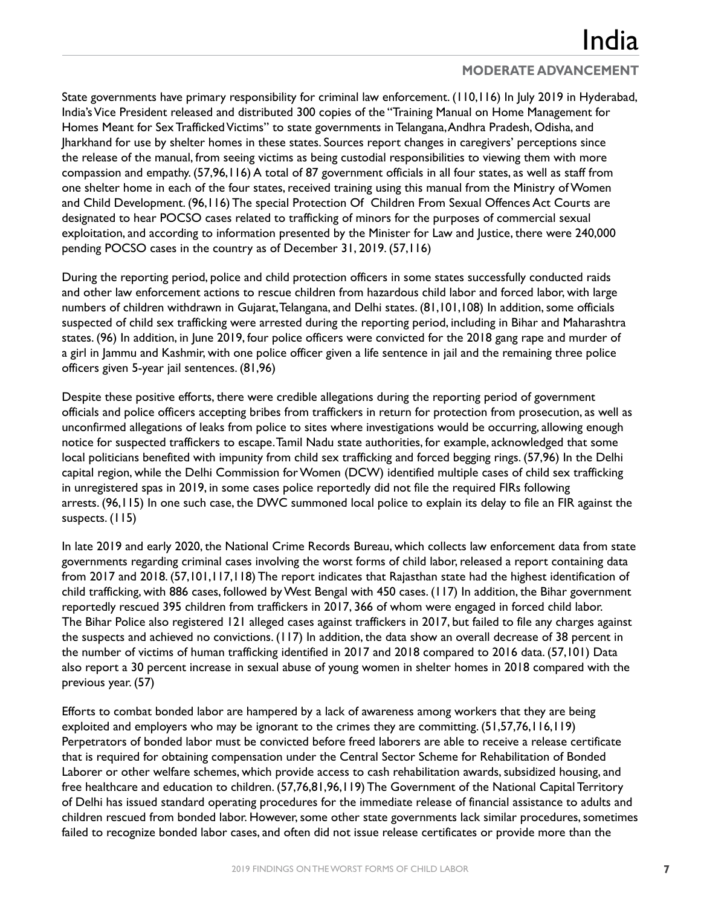State governments have primary responsibility for criminal law enforcement. (110,116) In July 2019 in Hyderabad, India's Vice President released and distributed 300 copies of the "Training Manual on Home Management for Homes Meant for Sex Trafficked Victims" to state governments in Telangana, Andhra Pradesh, Odisha, and Jharkhand for use by shelter homes in these states. Sources report changes in caregivers' perceptions since the release of the manual, from seeing victims as being custodial responsibilities to viewing them with more compassion and empathy. (57,96,116) A total of 87 government officials in all four states, as well as staff from one shelter home in each of the four states, received training using this manual from the Ministry of Women and Child Development. (96,116) The special Protection Of Children From Sexual Offences Act Courts are designated to hear POCSO cases related to trafficking of minors for the purposes of commercial sexual exploitation, and according to information presented by the Minister for Law and Justice, there were 240,000 pending POCSO cases in the country as of December 31, 2019. (57,116)

During the reporting period, police and child protection officers in some states successfully conducted raids and other law enforcement actions to rescue children from hazardous child labor and forced labor, with large numbers of children withdrawn in Gujarat, Telangana, and Delhi states. (81,101,108) In addition, some officials suspected of child sex trafficking were arrested during the reporting period, including in Bihar and Maharashtra states. (96) In addition, in June 2019, four police officers were convicted for the 2018 gang rape and murder of a girl in Jammu and Kashmir, with one police officer given a life sentence in jail and the remaining three police officers given 5-year jail sentences. (81,96)

Despite these positive efforts, there were credible allegations during the reporting period of government officials and police officers accepting bribes from traffickers in return for protection from prosecution, as well as unconfirmed allegations of leaks from police to sites where investigations would be occurring, allowing enough notice for suspected traffickers to escape. Tamil Nadu state authorities, for example, acknowledged that some local politicians benefited with impunity from child sex trafficking and forced begging rings. (57,96) In the Delhi capital region, while the Delhi Commission for Women (DCW) identified multiple cases of child sex trafficking in unregistered spas in 2019, in some cases police reportedly did not file the required FIRs following arrests. (96,115) In one such case, the DWC summoned local police to explain its delay to file an FIR against the suspects. (115)

In late 2019 and early 2020, the National Crime Records Bureau, which collects law enforcement data from state governments regarding criminal cases involving the worst forms of child labor, released a report containing data from 2017 and 2018. (57,101,117,118) The report indicates that Rajasthan state had the highest identification of child trafficking, with 886 cases, followed by West Bengal with 450 cases. (117) In addition, the Bihar government reportedly rescued 395 children from traffickers in 2017, 366 of whom were engaged in forced child labor. The Bihar Police also registered 121 alleged cases against traffickers in 2017, but failed to file any charges against the suspects and achieved no convictions. (117) In addition, the data show an overall decrease of 38 percent in the number of victims of human trafficking identified in 2017 and 2018 compared to 2016 data. (57,101) Data also report a 30 percent increase in sexual abuse of young women in shelter homes in 2018 compared with the previous year. (57)

Efforts to combat bonded labor are hampered by a lack of awareness among workers that they are being exploited and employers who may be ignorant to the crimes they are committing. (51,57,76,116,119) Perpetrators of bonded labor must be convicted before freed laborers are able to receive a release certificate that is required for obtaining compensation under the Central Sector Scheme for Rehabilitation of Bonded Laborer or other welfare schemes, which provide access to cash rehabilitation awards, subsidized housing, and free healthcare and education to children. (57,76,81,96,119) The Government of the National Capital Territory of Delhi has issued standard operating procedures for the immediate release of financial assistance to adults and children rescued from bonded labor. However, some other state governments lack similar procedures, sometimes failed to recognize bonded labor cases, and often did not issue release certificates or provide more than the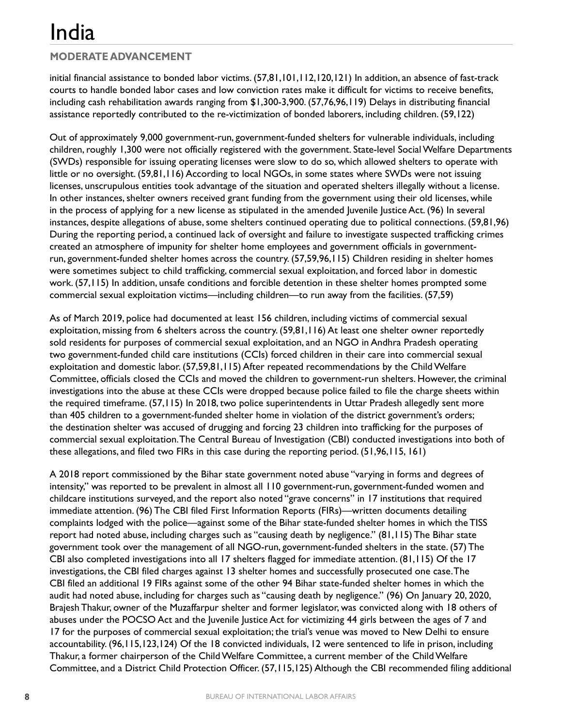initial financial assistance to bonded labor victims. (57,81,101,112,120,121) In addition, an absence of fast-track courts to handle bonded labor cases and low conviction rates make it difficult for victims to receive benefits, including cash rehabilitation awards ranging from $1,300-3,900. (57,76,96,119) Delays in distributing financial assistance reportedly contributed to the re-victimization of bonded laborers, including children. (59,122)

Out of approximately 9,000 government-run, government-funded shelters for vulnerable individuals, including children, roughly 1,300 were not officially registered with the government. State-level Social Welfare Departments (SWDs) responsible for issuing operating licenses were slow to do so, which allowed shelters to operate with little or no oversight. (59,81,116) According to local NGOs, in some states where SWDs were not issuing licenses, unscrupulous entities took advantage of the situation and operated shelters illegally without a license. In other instances, shelter owners received grant funding from the government using their old licenses, while in the process of applying for a new license as stipulated in the amended Juvenile Justice Act. (96) In several instances, despite allegations of abuse, some shelters continued operating due to political connections. (59,81,96) During the reporting period, a continued lack of oversight and failure to investigate suspected trafficking crimes created an atmosphere of impunity for shelter home employees and government officials in government-run, government-funded shelter homes across the country. (57,59,96,115) Children residing in shelter homes were sometimes subject to child trafficking, commercial sexual exploitation, and forced labor in domestic work. (57,115) In addition, unsafe conditions and forcible detention in these shelter homes prompted some commercial sexual exploitation victims—including children—to run away from the facilities. (57,59)

As of March 2019, police had documented at least 156 children, including victims of commercial sexual exploitation, missing from 6 shelters across the country. (59,81,116) At least one shelter owner reportedly sold residents for purposes of commercial sexual exploitation, and an NGO in Andhra Pradesh operating two government-funded child care institutions (CCIs) forced children in their care into commercial sexual exploitation and domestic labor. (57,59,81,115) After repeated recommendations by the Child Welfare Committee, officials closed the CCIs and moved the children to government-run shelters. However, the criminal investigations into the abuse at these CCIs were dropped because police failed to file the charge sheets within the required timeframe. (57,115) In 2018, two police superintendents in Uttar Pradesh allegedly sent more than 405 children to a government-funded shelter home in violation of the district government's orders; the destination shelter was accused of drugging and forcing 23 children into trafficking for the purposes of commercial sexual exploitation. The Central Bureau of Investigation (CBI) conducted investigations into both of these allegations, and filed two FIRs in this case during the reporting period. (51,96,115, 161)

A 2018 report commissioned by the Bihar state government noted abuse "varying in forms and degrees of intensity," was reported to be prevalent in almost all 110 government-run, government-funded women and childcare institutions surveyed, and the report also noted "grave concerns" in 17 institutions that required immediate attention. (96) The CBI filed First Information Reports (FIRs)—written documents detailing complaints lodged with the police—against some of the Bihar state-funded shelter homes in which the TISS report had noted abuse, including charges such as "causing death by negligence." (81,115) The Bihar state government took over the management of all NGO-run, government-funded shelters in the state. (57) The CBI also completed investigations into all 17 shelters flagged for immediate attention. (81,115) Of the 17 investigations, the CBI filed charges against 13 shelter homes and successfully prosecuted one case. The CBI filed an additional 19 FIRs against some of the other 94 Bihar state-funded shelter homes in which the audit had noted abuse, including for charges such as "causing death by negligence." (96) On January 20, 2020, Brajesh Thakur, owner of the Muzaffarpur shelter and former legislator, was convicted along with 18 others of abuses under the POCSO Act and the Juvenile Justice Act for victimizing 44 girls between the ages of 7 and 17 for the purposes of commercial sexual exploitation; the trial's venue was moved to New Delhi to ensure accountability. (96,115,123,124) Of the 18 convicted individuals, 12 were sentenced to life in prison, including Thakur, a former chairperson of the Child Welfare Committee, a current member of the Child Welfare Committee, and a District Child Protection Officer. (57,115,125) Although the CBI recommended filing additional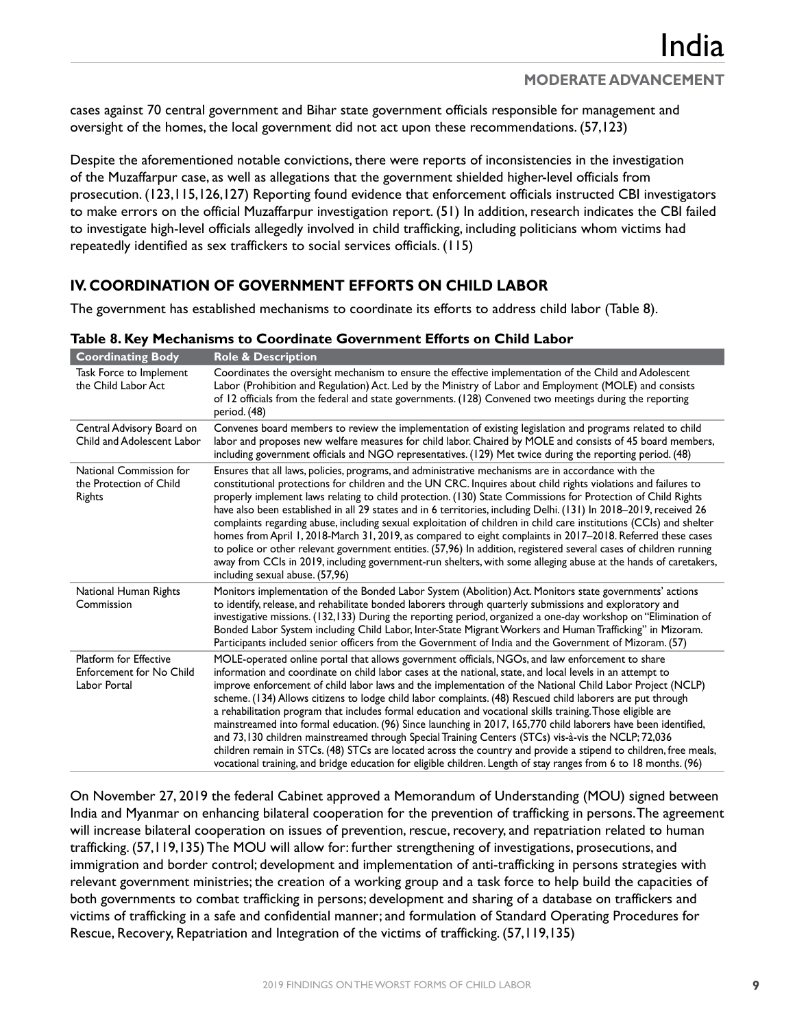cases against 70 central government and Bihar state government officials responsible for management and oversight of the homes, the local government did not act upon these recommendations. (57,123)

Despite the aforementioned notable convictions, there were reports of inconsistencies in the investigation of the Muzaffarpur case, as well as allegations that the government shielded higher-level officials from prosecution. (123,115,126,127) Reporting found evidence that enforcement officials instructed CBI investigators to make errors on the official Muzaffarpur investigation report. (51) In addition, research indicates the CBI failed to investigate high-level officials allegedly involved in child trafficking, including politicians whom victims had repeatedly identified as sex traffickers to social services officials. (115)

## IV. COORDINATION OF GOVERNMENT EFFORTS ON CHILD LABOR

The government has established mechanisms to coordinate its efforts to address child labor (Table 8).

**Table 8. Key Mechanisms to Coordinate Government Efforts on Child Labor**

| Coordinating Body | Role & Description |
|---|---|
| Task Force to Implement the Child Labor Act | Coordinates the oversight mechanism to ensure the effective implementation of the Child and Adolescent Labor (Prohibition and Regulation) Act. Led by the Ministry of Labor and Employment (MOLE) and consists of 12 officials from the federal and state governments. (128) Convened two meetings during the reporting period. (48) |
| Central Advisory Board on Child and Adolescent Labor | Convenes board members to review the implementation of existing legislation and programs related to child labor and proposes new welfare measures for child labor. Chaired by MOLE and consists of 45 board members, including government officials and NGO representatives. (129) Met twice during the reporting period. (48) |
| National Commission for the Protection of Child Rights | Ensures that all laws, policies, programs, and administrative mechanisms are in accordance with the constitutional protections for children and the UN CRC. Inquires about child rights violations and failures to properly implement laws relating to child protection. (130) State Commissions for Protection of Child Rights have also been established in all 29 states and in 6 territories, including Delhi. (131) In 2018–2019, received 26 complaints regarding abuse, including sexual exploitation of children in child care institutions (CCIs) and shelter homes from April 1, 2018-March 31, 2019, as compared to eight complaints in 2017–2018. Referred these cases to police or other relevant government entities. (57,96) In addition, registered several cases of children running away from CCIs in 2019, including government-run shelters, with some alleging abuse at the hands of caretakers, including sexual abuse. (57,96) |
| National Human Rights Commission | Monitors implementation of the Bonded Labor System (Abolition) Act. Monitors state governments' actions to identify, release, and rehabilitate bonded laborers through quarterly submissions and exploratory and investigative missions. (132,133) During the reporting period, organized a one-day workshop on "Elimination of Bonded Labor System including Child Labor, Inter-State Migrant Workers and Human Trafficking" in Mizoram. Participants included senior officers from the Government of India and the Government of Mizoram. (57) |
| Platform for Effective Enforcement for No Child Labor Portal | MOLE-operated online portal that allows government officials, NGOs, and law enforcement to share information and coordinate on child labor cases at the national, state, and local levels in an attempt to improve enforcement of child labor laws and the implementation of the National Child Labor Project (NCLP) scheme. (134) Allows citizens to lodge child labor complaints. (48) Rescued child laborers are put through a rehabilitation program that includes formal education and vocational skills training. Those eligible are mainstreamed into formal education. (96) Since launching in 2017, 165,770 child laborers have been identified, and 73,130 children mainstreamed through Special Training Centers (STCs) vis-à-vis the NCLP; 72,036 children remain in STCs. (48) STCs are located across the country and provide a stipend to children, free meals, vocational training, and bridge education for eligible children. Length of stay ranges from 6 to 18 months. (96) |

On November 27, 2019 the federal Cabinet approved a Memorandum of Understanding (MOU) signed between India and Myanmar on enhancing bilateral cooperation for the prevention of trafficking in persons. The agreement will increase bilateral cooperation on issues of prevention, rescue, recovery, and repatriation related to human trafficking. (57,119,135) The MOU will allow for: further strengthening of investigations, prosecutions, and immigration and border control; development and implementation of anti-trafficking in persons strategies with relevant government ministries; the creation of a working group and a task force to help build the capacities of both governments to combat trafficking in persons; development and sharing of a database on traffickers and victims of trafficking in a safe and confidential manner; and formulation of Standard Operating Procedures for Rescue, Recovery, Repatriation and Integration of the victims of trafficking. (57,119,135)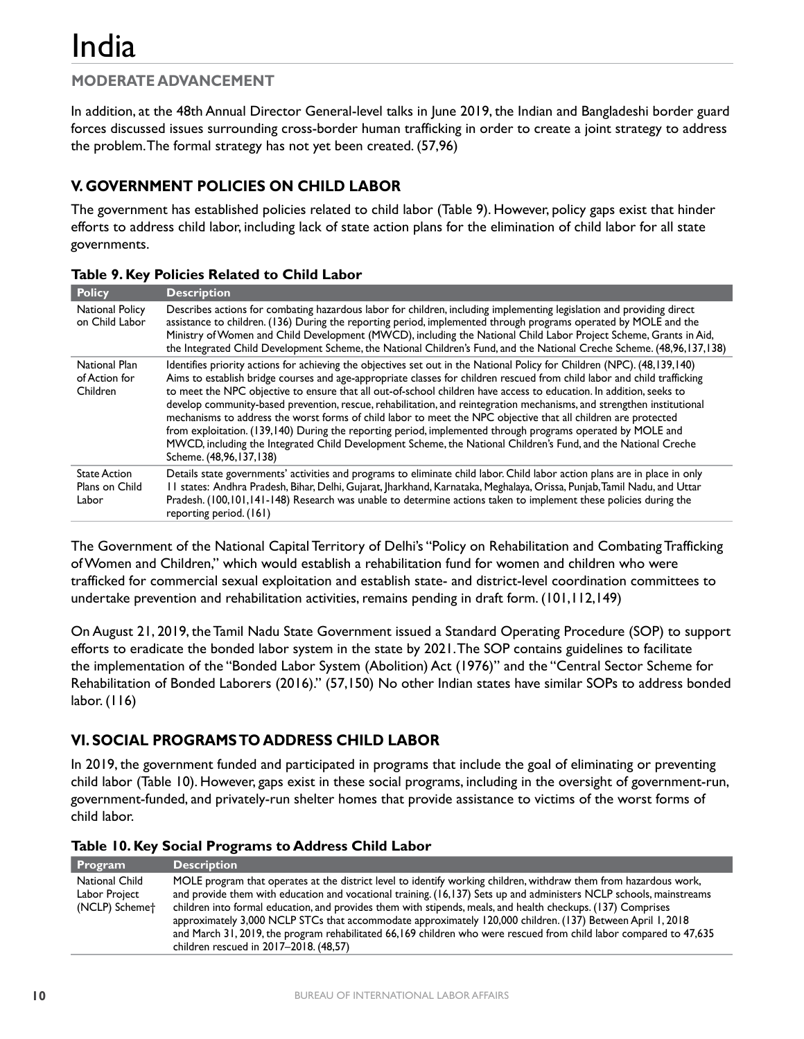# India

## MODERATE ADVANCEMENT

In addition, at the 48th Annual Director General-level talks in June 2019, the Indian and Bangladeshi border guard forces discussed issues surrounding cross-border human trafficking in order to create a joint strategy to address the problem. The formal strategy has not yet been created. (57,96)

## V. GOVERNMENT POLICIES ON CHILD LABOR

The government has established policies related to child labor (Table 9). However, policy gaps exist that hinder efforts to address child labor, including lack of state action plans for the elimination of child labor for all state governments.

**Table 9. Key Policies Related to Child Labor**

| Policy | Description |
|---|---|
| National Policy on Child Labor | Describes actions for combating hazardous labor for children, including implementing legislation and providing direct assistance to children. (136) During the reporting period, implemented through programs operated by MOLE and the Ministry of Women and Child Development (MWCD), including the National Child Labor Project Scheme, Grants in Aid, the Integrated Child Development Scheme, the National Children's Fund, and the National Creche Scheme. (48,96,137,138) |
| National Plan of Action for Children | Identifies priority actions for achieving the objectives set out in the National Policy for Children (NPC). (48,139,140) Aims to establish bridge courses and age-appropriate classes for children rescued from child labor and child trafficking to meet the NPC objective to ensure that all out-of-school children have access to education. In addition, seeks to develop community-based prevention, rescue, rehabilitation, and reintegration mechanisms, and strengthen institutional mechanisms to address the worst forms of child labor to meet the NPC objective that all children are protected from exploitation. (139,140) During the reporting period, implemented through programs operated by MOLE and MWCD, including the Integrated Child Development Scheme, the National Children's Fund, and the National Creche Scheme. (48,96,137,138) |
| State Action Plans on Child Labor | Details state governments' activities and programs to eliminate child labor. Child labor action plans are in place in only 11 states: Andhra Pradesh, Bihar, Delhi, Gujarat, Jharkhand, Karnataka, Meghalaya, Orissa, Punjab, Tamil Nadu, and Uttar Pradesh. (100,101,141-148) Research was unable to determine actions taken to implement these policies during the reporting period. (161) |

The Government of the National Capital Territory of Delhi's "Policy on Rehabilitation and Combating Trafficking of Women and Children," which would establish a rehabilitation fund for women and children who were trafficked for commercial sexual exploitation and establish state- and district-level coordination committees to undertake prevention and rehabilitation activities, remains pending in draft form. (101,112,149)

On August 21, 2019, the Tamil Nadu State Government issued a Standard Operating Procedure (SOP) to support efforts to eradicate the bonded labor system in the state by 2021. The SOP contains guidelines to facilitate the implementation of the "Bonded Labor System (Abolition) Act (1976)" and the "Central Sector Scheme for Rehabilitation of Bonded Laborers (2016)." (57,150) No other Indian states have similar SOPs to address bonded labor. (116)

## VI. SOCIAL PROGRAMS TO ADDRESS CHILD LABOR

In 2019, the government funded and participated in programs that include the goal of eliminating or preventing child labor (Table 10). However, gaps exist in these social programs, including in the oversight of government-run, government-funded, and privately-run shelter homes that provide assistance to victims of the worst forms of child labor.

**Table 10. Key Social Programs to Address Child Labor**

| Program | Description |
|---|---|
| National Child Labor Project (NCLP) Scheme† | MOLE program that operates at the district level to identify working children, withdraw them from hazardous work, and provide them with education and vocational training. (16,137) Sets up and administers NCLP schools, mainstreams children into formal education, and provides them with stipends, meals, and health checkups. (137) Comprises approximately 3,000 NCLP STCs that accommodate approximately 120,000 children. (137) Between April 1, 2018 and March 31, 2019, the program rehabilitated 66,169 children who were rescued from child labor compared to 47,635 children rescued in 2017–2018. (48,57) |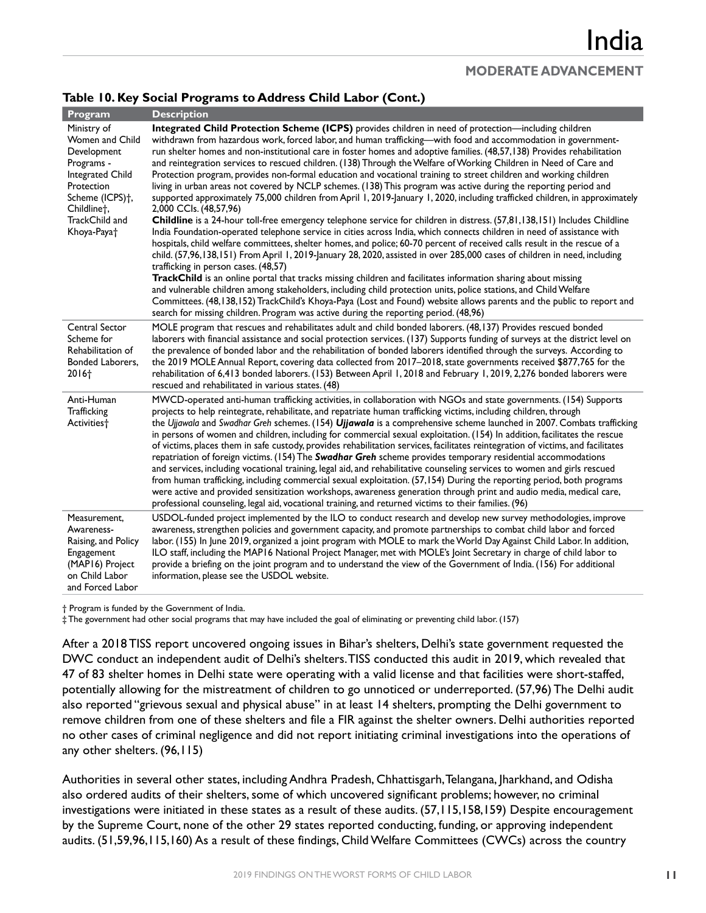### Table 10. Key Social Programs to Address Child Labor (Cont.)

| Program | Description |
|---|---|
| Ministry of Women and Child Development Programs - Integrated Child Protection Scheme (ICPS)†, Childline†, TrackChild and Khoya-Paya† | **Integrated Child Protection Scheme (ICPS)** provides children in need of protection—including children withdrawn from hazardous work, forced labor, and human trafficking—with food and accommodation in government-run shelter homes and non-institutional care in foster homes and adoptive families. (48,57,138) Provides rehabilitation and reintegration services to rescued children. (138) Through the Welfare of Working Children in Need of Care and Protection program, provides non-formal education and vocational training to street children and working children living in urban areas not covered by NCLP schemes. (138) This program was active during the reporting period and supported approximately 75,000 children from April 1, 2019-January 1, 2020, including trafficked children, in approximately 2,000 CCIs. (48,57,96)<br>**Childline** is a 24-hour toll-free emergency telephone service for children in distress. (57,81,138,151) Includes Childline India Foundation-operated telephone service in cities across India, which connects children in need of assistance with hospitals, child welfare committees, shelter homes, and police; 60-70 percent of received calls result in the rescue of a child. (57,96,138,151) From April 1, 2019-January 28, 2020, assisted in over 285,000 cases of children in need, including trafficking in person cases. (48,57)<br>**TrackChild** is an online portal that tracks missing children and facilitates information sharing about missing and vulnerable children among stakeholders, including child protection units, police stations, and Child Welfare Committees. (48,138,152) TrackChild's Khoya-Paya (Lost and Found) website allows parents and the public to report and search for missing children. Program was active during the reporting period. (48,96) |
| Central Sector Scheme for Rehabilitation of Bonded Laborers, 2016† | MOLE program that rescues and rehabilitates adult and child bonded laborers. (48,137) Provides rescued bonded laborers with financial assistance and social protection services. (137) Supports funding of surveys at the district level on the prevalence of bonded labor and the rehabilitation of bonded laborers identified through the surveys. According to the 2019 MOLE Annual Report, covering data collected from 2017–2018, state governments received $877,765 for the rehabilitation of 6,413 bonded laborers. (153) Between April 1, 2018 and February 1, 2019, 2,276 bonded laborers were rescued and rehabilitated in various states. (48) |
| Anti-Human Trafficking Activities† | MWCD-operated anti-human trafficking activities, in collaboration with NGOs and state governments. (154) Supports projects to help reintegrate, rehabilitate, and repatriate human trafficking victims, including children, through the *Ujjawala* and *Swadhar Greh* schemes. (154) ***Ujjawala*** is a comprehensive scheme launched in 2007. Combats trafficking in persons of women and children, including for commercial sexual exploitation. (154) In addition, facilitates the rescue of victims, places them in safe custody, provides rehabilitation services, facilitates reintegration of victims, and facilitates repatriation of foreign victims. (154) The ***Swadhar Greh*** scheme provides temporary residential accommodations and services, including vocational training, legal aid, and rehabilitative counseling services to women and girls rescued from human trafficking, including commercial sexual exploitation. (57,154) During the reporting period, both programs were active and provided sensitization workshops, awareness generation through print and audio media, medical care, professional counseling, legal aid, vocational training, and returned victims to their families. (96) |
| Measurement, Awareness-Raising, and Policy Engagement (MAP16) Project on Child Labor and Forced Labor | USDOL-funded project implemented by the ILO to conduct research and develop new survey methodologies, improve awareness, strengthen policies and government capacity, and promote partnerships to combat child labor and forced labor. (155) In June 2019, organized a joint program with MOLE to mark the World Day Against Child Labor. In addition, ILO staff, including the MAP16 National Project Manager, met with MOLE's Joint Secretary in charge of child labor to provide a briefing on the joint program and to understand the view of the Government of India. (156) For additional information, please see the USDOL website. |

† Program is funded by the Government of India.
‡ The government had other social programs that may have included the goal of eliminating or preventing child labor. (157)

After a 2018 TISS report uncovered ongoing issues in Bihar's shelters, Delhi's state government requested the DWC conduct an independent audit of Delhi's shelters. TISS conducted this audit in 2019, which revealed that 47 of 83 shelter homes in Delhi state were operating with a valid license and that facilities were short-staffed, potentially allowing for the mistreatment of children to go unnoticed or underreported. (57,96) The Delhi audit also reported "grievous sexual and physical abuse" in at least 14 shelters, prompting the Delhi government to remove children from one of these shelters and file a FIR against the shelter owners. Delhi authorities reported no other cases of criminal negligence and did not report initiating criminal investigations into the operations of any other shelters. (96,115)

Authorities in several other states, including Andhra Pradesh, Chhattisgarh, Telangana, Jharkhand, and Odisha also ordered audits of their shelters, some of which uncovered significant problems; however, no criminal investigations were initiated in these states as a result of these audits. (57,115,158,159) Despite encouragement by the Supreme Court, none of the other 29 states reported conducting, funding, or approving independent audits. (51,59,96,115,160) As a result of these findings, Child Welfare Committees (CWCs) across the country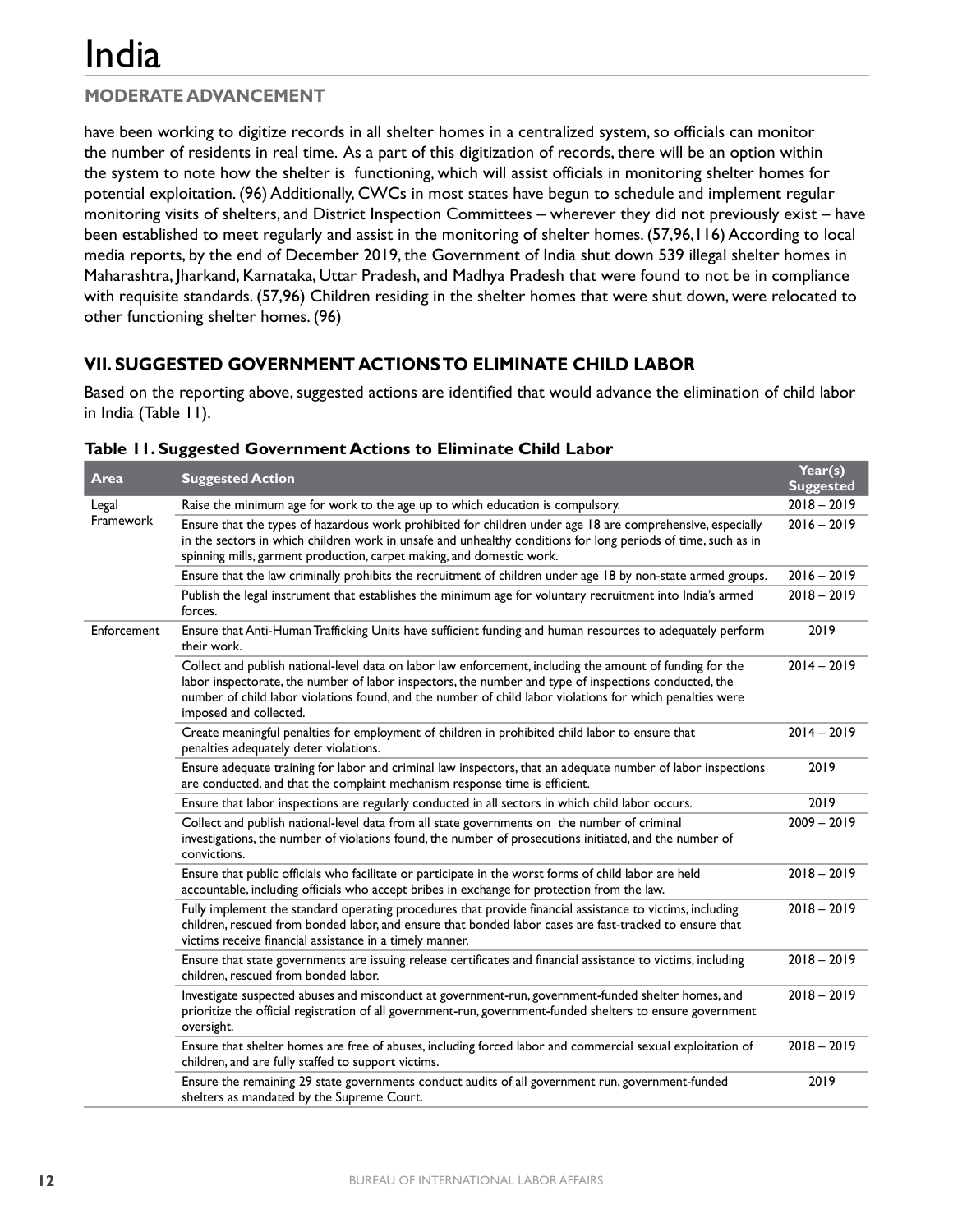have been working to digitize records in all shelter homes in a centralized system, so officials can monitor the number of residents in real time. As a part of this digitization of records, there will be an option within the system to note how the shelter is functioning, which will assist officials in monitoring shelter homes for potential exploitation. (96) Additionally, CWCs in most states have begun to schedule and implement regular monitoring visits of shelters, and District Inspection Committees – wherever they did not previously exist – have been established to meet regularly and assist in the monitoring of shelter homes. (57,96,116) According to local media reports, by the end of December 2019, the Government of India shut down 539 illegal shelter homes in Maharashtra, Jharkand, Karnataka, Uttar Pradesh, and Madhya Pradesh that were found to not be in compliance with requisite standards. (57,96) Children residing in the shelter homes that were shut down, were relocated to other functioning shelter homes. (96)

## VII. SUGGESTED GOVERNMENT ACTIONS TO ELIMINATE CHILD LABOR

Based on the reporting above, suggested actions are identified that would advance the elimination of child labor in India (Table 11).

**Table 11. Suggested Government Actions to Eliminate Child Labor**

| Area | Suggested Action | Year(s) Suggested |
|---|---|---|
| Legal Framework | Raise the minimum age for work to the age up to which education is compulsory. | 2018 – 2019 |
| | Ensure that the types of hazardous work prohibited for children under age 18 are comprehensive, especially in the sectors in which children work in unsafe and unhealthy conditions for long periods of time, such as in spinning mills, garment production, carpet making, and domestic work. | 2016 – 2019 |
| | Ensure that the law criminally prohibits the recruitment of children under age 18 by non-state armed groups. | 2016 – 2019 |
| | Publish the legal instrument that establishes the minimum age for voluntary recruitment into India's armed forces. | 2018 – 2019 |
| Enforcement | Ensure that Anti-Human Trafficking Units have sufficient funding and human resources to adequately perform their work. | 2019 |
| | Collect and publish national-level data on labor law enforcement, including the amount of funding for the labor inspectorate, the number of labor inspectors, the number and type of inspections conducted, the number of child labor violations found, and the number of child labor violations for which penalties were imposed and collected. | 2014 – 2019 |
| | Create meaningful penalties for employment of children in prohibited child labor to ensure that penalties adequately deter violations. | 2014 – 2019 |
| | Ensure adequate training for labor and criminal law inspectors, that an adequate number of labor inspections are conducted, and that the complaint mechanism response time is efficient. | 2019 |
| | Ensure that labor inspections are regularly conducted in all sectors in which child labor occurs. | 2019 |
| | Collect and publish national-level data from all state governments on the number of criminal investigations, the number of violations found, the number of prosecutions initiated, and the number of convictions. | 2009 – 2019 |
| | Ensure that public officials who facilitate or participate in the worst forms of child labor are held accountable, including officials who accept bribes in exchange for protection from the law. | 2018 – 2019 |
| | Fully implement the standard operating procedures that provide financial assistance to victims, including children, rescued from bonded labor, and ensure that bonded labor cases are fast-tracked to ensure that victims receive financial assistance in a timely manner. | 2018 – 2019 |
| | Ensure that state governments are issuing release certificates and financial assistance to victims, including children, rescued from bonded labor. | 2018 – 2019 |
| | Investigate suspected abuses and misconduct at government-run, government-funded shelter homes, and prioritize the official registration of all government-run, government-funded shelters to ensure government oversight. | 2018 – 2019 |
| | Ensure that shelter homes are free of abuses, including forced labor and commercial sexual exploitation of children, and are fully staffed to support victims. | 2018 – 2019 |
| | Ensure the remaining 29 state governments conduct audits of all government run, government-funded shelters as mandated by the Supreme Court. | 2019 |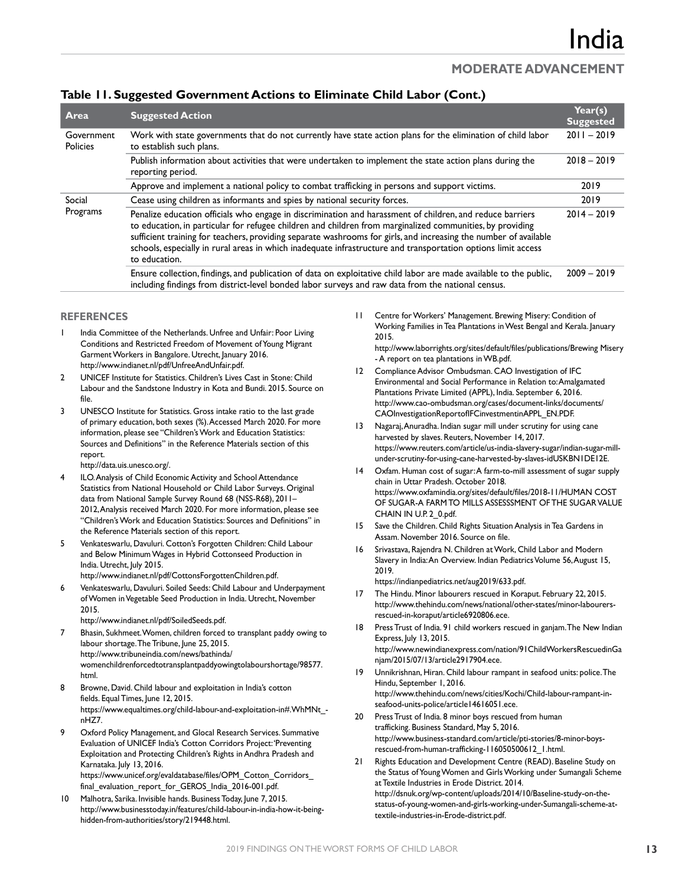## Table 11. Suggested Government Actions to Eliminate Child Labor (Cont.)

| Area | Suggested Action | Year(s) Suggested |
|---|---|---|
| Government Policies | Work with state governments that do not currently have state action plans for the elimination of child labor to establish such plans. | 2011 – 2019 |
| | Publish information about activities that were undertaken to implement the state action plans during the reporting period. | 2018 – 2019 |
| | Approve and implement a national policy to combat trafficking in persons and support victims. | 2019 |
| Social Programs | Cease using children as informants and spies by national security forces. | 2019 |
| | Penalize education officials who engage in discrimination and harassment of children, and reduce barriers to education, in particular for refugee children and children from marginalized communities, by providing sufficient training for teachers, providing separate washrooms for girls, and increasing the number of available schools, especially in rural areas in which inadequate infrastructure and transportation options limit access to education. | 2014 – 2019 |
| | Ensure collection, findings, and publication of data on exploitative child labor are made available to the public, including findings from district-level bonded labor surveys and raw data from the national census. | 2009 – 2019 |

## REFERENCES

1. India Committee of the Netherlands. Unfree and Unfair: Poor Living Conditions and Restricted Freedom of Movement of Young Migrant Garment Workers in Bangalore. Utrecht, January 2016. http://www.indianet.nl/pdf/UnfreeAndUnfair.pdf.
2. UNICEF Institute for Statistics. Children's Lives Cast in Stone: Child Labour and the Sandstone Industry in Kota and Bundi. 2015. Source on file.
3. UNESCO Institute for Statistics. Gross intake ratio to the last grade of primary education, both sexes (%). Accessed March 2020. For more information, please see "Children's Work and Education Statistics: Sources and Definitions" in the Reference Materials section of this report. http://data.uis.unesco.org/.
4. ILO. Analysis of Child Economic Activity and School Attendance Statistics from National Household or Child Labor Surveys. Original data from National Sample Survey Round 68 (NSS-R68), 2011–2012. Analysis received March 2020. For more information, please see "Children's Work and Education Statistics: Sources and Definitions" in the Reference Materials section of this report.
5. Venkateswarlu, Davuluri. Cotton's Forgotten Children: Child Labour and Below Minimum Wages in Hybrid Cottonseed Production in India. Utrecht, July 2015. http://www.indianet.nl/pdf/CottonsForgottenChildren.pdf.
6. Venkateswarlu, Davuluri. Soiled Seeds: Child Labour and Underpayment of Women in Vegetable Seed Production in India. Utrecht, November 2015. http://www.indianet.nl/pdf/SoiledSeeds.pdf.
7. Bhasin, Sukhmeet. Women, children forced to transplant paddy owing to labour shortage. The Tribune, June 25, 2015. http://www.tribuneindia.com/news/bathinda/womenchildrenforcedtotransplantpaddyowingtolabourshortage/98577.html.
8. Browne, David. Child labour and exploitation in India's cotton fields. Equal Times, June 12, 2015. https://www.equaltimes.org/child-labour-and-exploitation-in#.WhMNt_-nHZ7.
9. Oxford Policy Management, and Glocal Research Services. Summative Evaluation of UNICEF India's Cotton Corridors Project: 'Preventing Exploitation and Protecting Children's Rights in Andhra Pradesh and Karnataka. July 13, 2016. https://www.unicef.org/evaldatabase/files/OPM_Cotton_Corridors_final_evaluation_report_for_GEROS_India_2016-001.pdf.
10. Malhotra, Sarika. Invisible hands. Business Today, June 7, 2015. http://www.businesstoday.in/features/child-labour-in-india-how-it-being-hidden-from-authorities/story/219448.html.
11. Centre for Workers' Management. Brewing Misery: Condition of Working Families in Tea Plantations in West Bengal and Kerala. January 2015. http://www.laborrights.org/sites/default/files/publications/Brewing Misery - A report on tea plantations in WB.pdf.
12. Compliance Advisor Ombudsman. CAO Investigation of IFC Environmental and Social Performance in Relation to: Amalgamated Plantations Private Limited (APPL), India. September 6, 2016. http://www.cao-ombudsman.org/cases/document-links/documents/CAOInvestigationReportofIFCinvestmentinAPPL_EN.PDF.
13. Nagaraj, Anuradha. Indian sugar mill under scrutiny for using cane harvested by slaves. Reuters, November 14, 2017. https://www.reuters.com/article/us-india-slavery-sugar/indian-sugar-mill-under-scrutiny-for-using-cane-harvested-by-slaves-idUSKBN1DE12E.
14. Oxfam. Human cost of sugar: A farm-to-mill assessment of sugar supply chain in Uttar Pradesh. October 2018. https://www.oxfamindia.org/sites/default/files/2018-11/HUMAN COST OF SUGAR-A FARM TO MILLS ASSESSSMENT OF THE SUGAR VALUE CHAIN IN U.P. 2_0.pdf.
15. Save the Children. Child Rights Situation Analysis in Tea Gardens in Assam. November 2016. Source on file.
16. Srivastava, Rajendra N. Children at Work, Child Labor and Modern Slavery in India: An Overview. Indian Pediatrics Volume 56, August 15, 2019. https://indianpediatrics.net/aug2019/633.pdf.
17. The Hindu. Minor labourers rescued in Koraput. February 22, 2015. http://www.thehindu.com/news/national/other-states/minor-labourers-rescued-in-koraput/article6920806.ece.
18. Press Trust of India. 91 child workers rescued in ganjam. The New Indian Express, July 13, 2015. http://www.newindianexpress.com/nation/91ChildWorkersRescuedinGanjam/2015/07/13/article2917904.ece.
19. Unnikrishnan, Hiran. Child labour rampant in seafood units: police. The Hindu, September 1, 2016. http://www.thehindu.com/news/cities/Kochi/Child-labour-rampant-in-seafood-units-police/article14616051.ece.
20. Press Trust of India. 8 minor boys rescued from human trafficking. Business Standard, May 5, 2016. http://www.business-standard.com/article/pti-stories/8-minor-boys-rescued-from-human-trafficking-116050500612_1.html.
21. Rights Education and Development Centre (READ). Baseline Study on the Status of Young Women and Girls Working under Sumangali Scheme at Textile Industries in Erode District. 2014. http://dsnuk.org/wp-content/uploads/2014/10/Baseline-study-on-the-status-of-young-women-and-girls-working-under-Sumangali-scheme-at-textile-industries-in-Erode-district.pdf.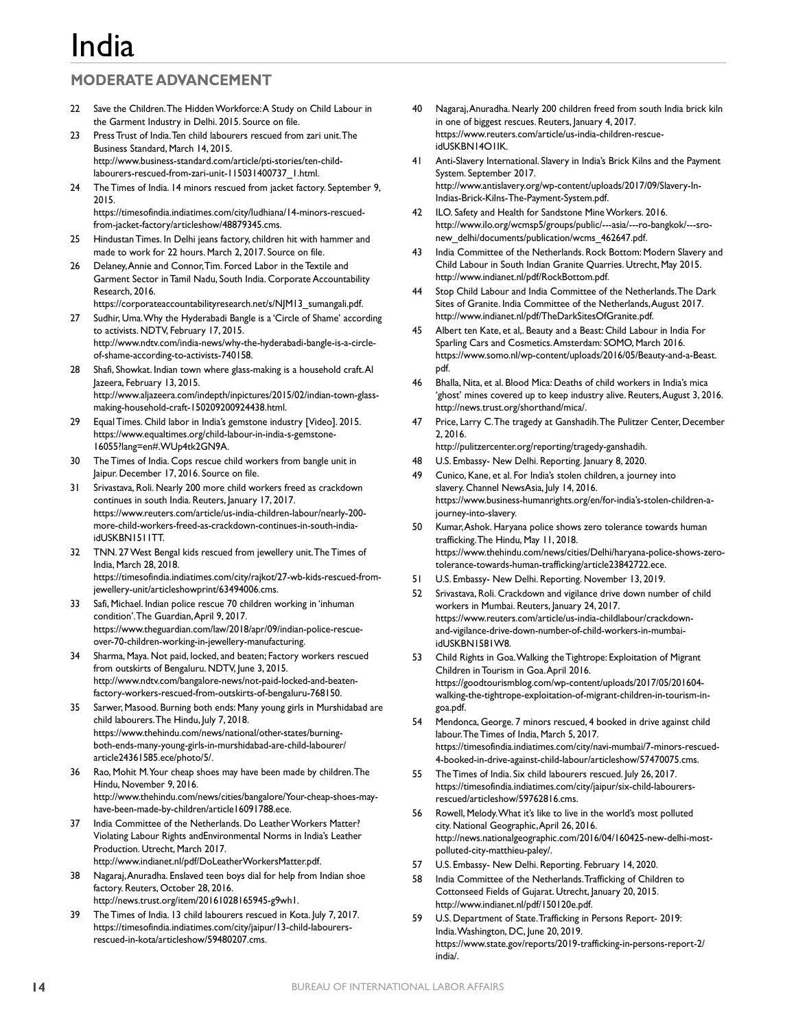# India

## MODERATE ADVANCEMENT

22 Save the Children. The Hidden Workforce: A Study on Child Labour in the Garment Industry in Delhi. 2015. Source on file.
23 Press Trust of India. Ten child labourers rescued from zari unit. The Business Standard, March 14, 2015. http://www.business-standard.com/article/pti-stories/ten-child-labourers-rescued-from-zari-unit-115031400737_1.html.
24 The Times of India. 14 minors rescued from jacket factory. September 9, 2015. https://timesofindia.indiatimes.com/city/ludhiana/14-minors-rescued-from-jacket-factory/articleshow/48879345.cms.
25 Hindustan Times. In Delhi jeans factory, children hit with hammer and made to work for 22 hours. March 2, 2017. Source on file.
26 Delaney, Annie and Connor, Tim. Forced Labor in the Textile and Garment Sector in Tamil Nadu, South India. Corporate Accountability Research, 2016. https://corporateaccountabilityresearch.net/s/NJM13_sumangali.pdf.
27 Sudhir, Uma. Why the Hyderabadi Bangle is a 'Circle of Shame' according to activists. NDTV, February 17, 2015. http://www.ndtv.com/india-news/why-the-hyderabadi-bangle-is-a-circle-of-shame-according-to-activists-740158.
28 Shafi, Showkat. Indian town where glass-making is a household craft. Al Jazeera, February 13, 2015. http://www.aljazeera.com/indepth/inpictures/2015/02/indian-town-glass-making-household-craft-150209200924438.html.
29 Equal Times. Child labor in India's gemstone industry [Video]. 2015. https://www.equaltimes.org/child-labour-in-india-s-gemstone-16055?lang=en#.WUp4tk2GN9A.
30 The Times of India. Cops rescue child workers from bangle unit in Jaipur. December 17, 2016. Source on file.
31 Srivastava, Roli. Nearly 200 more child workers freed as crackdown continues in south India. Reuters, January 17, 2017. https://www.reuters.com/article/us-india-children-labour/nearly-200-more-child-workers-freed-as-crackdown-continues-in-south-india-idUSKBN1511TT.
32 TNN. 27 West Bengal kids rescued from jewellery unit. The Times of India, March 28, 2018. https://timesofindia.indiatimes.com/city/rajkot/27-wb-kids-rescued-from-jewellery-unit/articleshowprint/63494006.cms.
33 Safi, Michael. Indian police rescue 70 children working in 'inhuman condition'. The Guardian, April 9, 2017. https://www.theguardian.com/law/2018/apr/09/indian-police-rescue-over-70-children-working-in-jewellery-manufacturing.
34 Sharma, Maya. Not paid, locked, and beaten; Factory workers rescued from outskirts of Bengaluru. NDTV, June 3, 2015. http://www.ndtv.com/bangalore-news/not-paid-locked-and-beaten-factory-workers-rescued-from-outskirts-of-bengaluru-768150.
35 Sarwer, Masood. Burning both ends: Many young girls in Murshidabad are child labourers. The Hindu, July 7, 2018. https://www.thehindu.com/news/national/other-states/burning-both-ends-many-young-girls-in-murshidabad-are-child-labourer/article24361585.ece/photo/5/.
36 Rao, Mohit M. Your cheap shoes may have been made by children. The Hindu, November 9, 2016. http://www.thehindu.com/news/cities/bangalore/Your-cheap-shoes-may-have-been-made-by-children/article16091788.ece.
37 India Committee of the Netherlands. Do Leather Workers Matter? Violating Labour Rights andEnvironmental Norms in India's Leather Production. Utrecht, March 2017. http://www.indianet.nl/pdf/DoLeatherWorkersMatter.pdf.
38 Nagaraj, Anuradha. Enslaved teen boys dial for help from Indian shoe factory. Reuters, October 28, 2016. http://news.trust.org/item/20161028165945-g9wh1.
39 The Times of India. 13 child labourers rescued in Kota. July 7, 2017. https://timesofindia.indiatimes.com/city/jaipur/13-child-labourers-rescued-in-kota/articleshow/59480207.cms.
40 Nagaraj, Anuradha. Nearly 200 children freed from south India brick kiln in one of biggest rescues. Reuters, January 4, 2017. https://www.reuters.com/article/us-india-children-rescue-idUSKBN14O1IK.
41 Anti-Slavery International. Slavery in India's Brick Kilns and the Payment System. September 2017. http://www.antislavery.org/wp-content/uploads/2017/09/Slavery-In-Indias-Brick-Kilns-The-Payment-System.pdf.
42 ILO. Safety and Health for Sandstone Mine Workers. 2016. http://www.ilo.org/wcmsp5/groups/public/---asia/---ro-bangkok/---sro-new_delhi/documents/publication/wcms_462647.pdf.
43 India Committee of the Netherlands. Rock Bottom: Modern Slavery and Child Labour in South Indian Granite Quarries. Utrecht, May 2015. http://www.indianet.nl/pdf/RockBottom.pdf.
44 Stop Child Labour and India Committee of the Netherlands. The Dark Sites of Granite. India Committee of the Netherlands, August 2017. http://www.indianet.nl/pdf/TheDarkSitesOfGranite.pdf.
45 Albert ten Kate, et al,. Beauty and a Beast: Child Labour in India For Sparling Cars and Cosmetics. Amsterdam: SOMO, March 2016. https://www.somo.nl/wp-content/uploads/2016/05/Beauty-and-a-Beast.pdf.
46 Bhalla, Nita, et al. Blood Mica: Deaths of child workers in India's mica 'ghost' mines covered up to keep industry alive. Reuters, August 3, 2016. http://news.trust.org/shorthand/mica/.
47 Price, Larry C. The tragedy at Ganshadih. The Pulitzer Center, December 2, 2016. http://pulitzercenter.org/reporting/tragedy-ganshadih.
48 U.S. Embassy- New Delhi. Reporting. January 8, 2020.
49 Cunico, Kane, et al. For India's stolen children, a journey into slavery. Channel NewsAsia, July 14, 2016. https://www.business-humanrights.org/en/for-india's-stolen-children-a-journey-into-slavery.
50 Kumar, Ashok. Haryana police shows zero tolerance towards human trafficking. The Hindu, May 11, 2018. https://www.thehindu.com/news/cities/Delhi/haryana-police-shows-zero-tolerance-towards-human-trafficking/article23842722.ece.
51 U.S. Embassy- New Delhi. Reporting. November 13, 2019.
52 Srivastava, Roli. Crackdown and vigilance drive down number of child workers in Mumbai. Reuters, January 24, 2017. https://www.reuters.com/article/us-india-childlabour/crackdown-and-vigilance-drive-down-number-of-child-workers-in-mumbai-idUSKBN1581W8.
53 Child Rights in Goa. Walking the Tightrope: Exploitation of Migrant Children in Tourism in Goa. April 2016. https://goodtourismblog.com/wp-content/uploads/2017/05/201604-walking-the-tightrope-exploitation-of-migrant-children-in-tourism-in-goa.pdf.
54 Mendonca, George. 7 minors rescued, 4 booked in drive against child labour. The Times of India, March 5, 2017. https://timesofindia.indiatimes.com/city/navi-mumbai/7-minors-rescued-4-booked-in-drive-against-child-labour/articleshow/57470075.cms.
55 The Times of India. Six child labourers rescued. July 26, 2017. https://timesofindia.indiatimes.com/city/jaipur/six-child-labourers-rescued/articleshow/59762816.cms.
56 Rowell, Melody. What it's like to live in the world's most polluted city. National Geographic, April 26, 2016. http://news.nationalgeographic.com/2016/04/160425-new-delhi-most-polluted-city-matthieu-paley/.
57 U.S. Embassy- New Delhi. Reporting. February 14, 2020.
58 India Committee of the Netherlands. Trafficking of Children to Cottonseed Fields of Gujarat. Utrecht, January 20, 2015. http://www.indianet.nl/pdf/150120e.pdf.
59 U.S. Department of State. Trafficking in Persons Report- 2019: India. Washington, DC, June 20, 2019. https://www.state.gov/reports/2019-trafficking-in-persons-report-2/india/.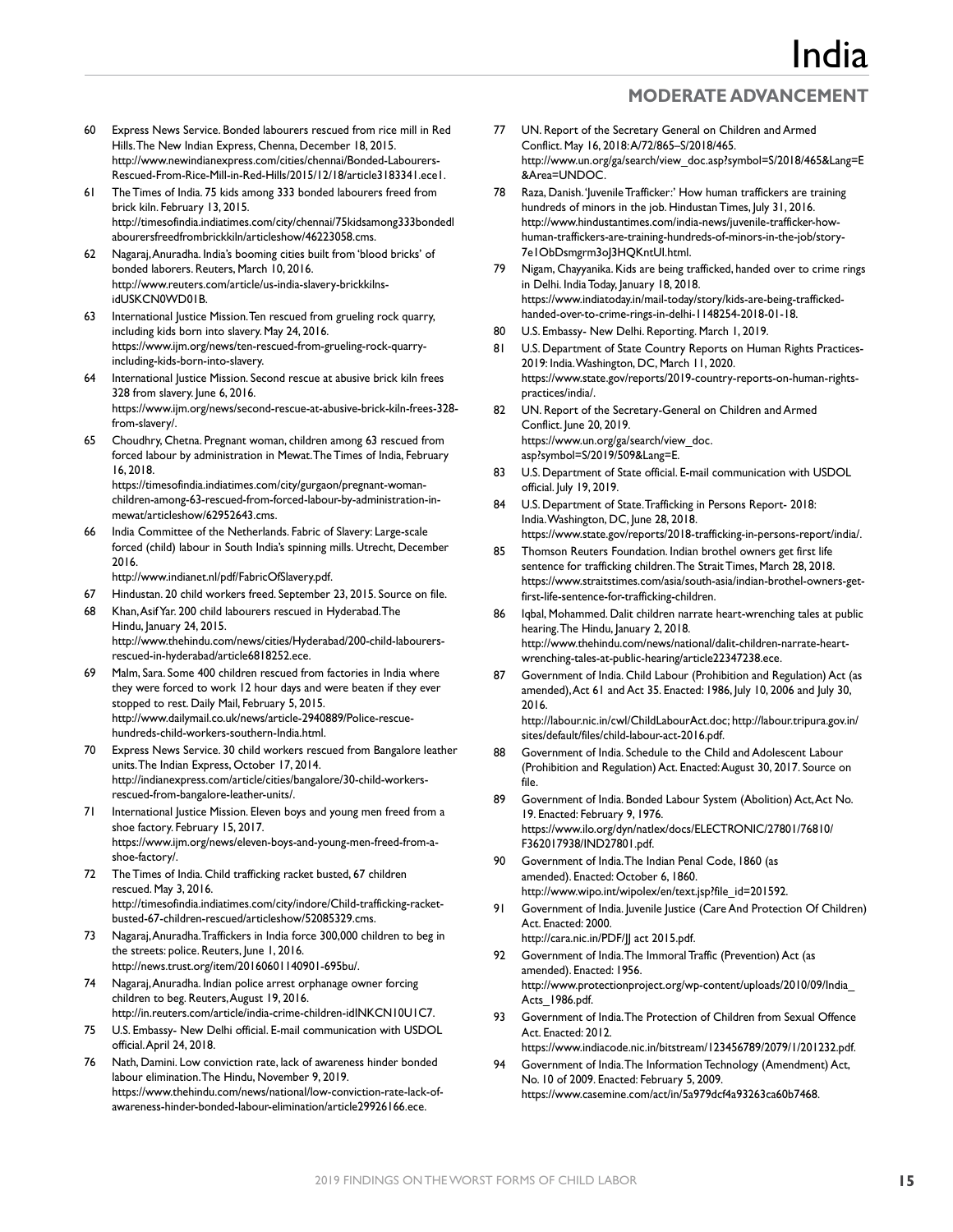60. Express News Service. Bonded labourers rescued from rice mill in Red Hills. The New Indian Express, Chenna, December 18, 2015. http://www.newindianexpress.com/cities/chennai/Bonded-Labourers-Rescued-From-Rice-Mill-in-Red-Hills/2015/12/18/article3183341.ece1.
61. The Times of India. 75 kids among 333 bonded labourers freed from brick kiln. February 13, 2015. http://timesofindia.indiatimes.com/city/chennai/75kidsamong333bondedlabourersfreedfrombrickkiln/articleshow/46223058.cms.
62. Nagaraj, Anuradha. India's booming cities built from 'blood bricks' of bonded laborers. Reuters, March 10, 2016. http://www.reuters.com/article/us-india-slavery-brickkilns-idUSKCN0WD01B.
63. International Justice Mission. Ten rescued from grueling rock quarry, including kids born into slavery. May 24, 2016. https://www.ijm.org/news/ten-rescued-from-grueling-rock-quarry-including-kids-born-into-slavery.
64. International Justice Mission. Second rescue at abusive brick kiln frees 328 from slavery. June 6, 2016. https://www.ijm.org/news/second-rescue-at-abusive-brick-kiln-frees-328-from-slavery/.
65. Choudhry, Chetna. Pregnant woman, children among 63 rescued from forced labour by administration in Mewat. The Times of India, February 16, 2018. https://timesofindia.indiatimes.com/city/gurgaon/pregnant-woman-children-among-63-rescued-from-forced-labour-by-administration-in-mewat/articleshow/62952643.cms.
66. India Committee of the Netherlands. Fabric of Slavery: Large-scale forced (child) labour in South India's spinning mills. Utrecht, December 2016. http://www.indianet.nl/pdf/FabricOfSlavery.pdf.
67. Hindustan. 20 child workers freed. September 23, 2015. Source on file.
68. Khan, Asif Yar. 200 child labourers rescued in Hyderabad. The Hindu, January 24, 2015. http://www.thehindu.com/news/cities/Hyderabad/200-child-labourers-rescued-in-hyderabad/article6818252.ece.
69. Malm, Sara. Some 400 children rescued from factories in India where they were forced to work 12 hour days and were beaten if they ever stopped to rest. Daily Mail, February 5, 2015. http://www.dailymail.co.uk/news/article-2940889/Police-rescue-hundreds-child-workers-southern-India.html.
70. Express News Service. 30 child workers rescued from Bangalore leather units. The Indian Express, October 17, 2014. http://indianexpress.com/article/cities/bangalore/30-child-workers-rescued-from-bangalore-leather-units/.
71. International Justice Mission. Eleven boys and young men freed from a shoe factory. February 15, 2017. https://www.ijm.org/news/eleven-boys-and-young-men-freed-from-a-shoe-factory/.
72. The Times of India. Child trafficking racket busted, 67 children rescued. May 3, 2016. http://timesofindia.indiatimes.com/city/indore/Child-trafficking-racket-busted-67-children-rescued/articleshow/52085329.cms.
73. Nagaraj, Anuradha. Traffickers in India force 300,000 children to beg in the streets: police. Reuters, June 1, 2016. http://news.trust.org/item/20160601140901-695bu/.
74. Nagaraj, Anuradha. Indian police arrest orphanage owner forcing children to beg. Reuters, August 19, 2016. http://in.reuters.com/article/india-crime-children-idINKCN10U1C7.
75. U.S. Embassy- New Delhi official. E-mail communication with USDOL official. April 24, 2018.
76. Nath, Damini. Low conviction rate, lack of awareness hinder bonded labour elimination. The Hindu, November 9, 2019. https://www.thehindu.com/news/national/low-conviction-rate-lack-of-awareness-hinder-bonded-labour-elimination/article29926166.ece.
77. UN. Report of the Secretary General on Children and Armed Conflict. May 16, 2018: A/72/865–S/2018/465. http://www.un.org/ga/search/view_doc.asp?symbol=S/2018/465&Lang=E&Area=UNDOC.
78. Raza, Danish. 'Juvenile Trafficker:' How human traffickers are training hundreds of minors in the job. Hindustan Times, July 31, 2016. http://www.hindustantimes.com/india-news/juvenile-trafficker-how-human-traffickers-are-training-hundreds-of-minors-in-the-job/story-7e1ObDsmgrm3oJ3HQKntUI.html.
79. Nigam, Chayyanika. Kids are being trafficked, handed over to crime rings in Delhi. India Today, January 18, 2018. https://www.indiatoday.in/mail-today/story/kids-are-being-trafficked-handed-over-to-crime-rings-in-delhi-1148254-2018-01-18.
80. U.S. Embassy- New Delhi. Reporting. March 1, 2019.
81. U.S. Department of State Country Reports on Human Rights Practices-2019: India. Washington, DC, March 11, 2020. https://www.state.gov/reports/2019-country-reports-on-human-rights-practices/india/.
82. UN. Report of the Secretary-General on Children and Armed Conflict. June 20, 2019. https://www.un.org/ga/search/view_doc.asp?symbol=S/2019/509&Lang=E.
83. U.S. Department of State official. E-mail communication with USDOL official. July 19, 2019.
84. U.S. Department of State. Trafficking in Persons Report- 2018: India. Washington, DC, June 28, 2018. https://www.state.gov/reports/2018-trafficking-in-persons-report/india/.
85. Thomson Reuters Foundation. Indian brothel owners get first life sentence for trafficking children. The Strait Times, March 28, 2018. https://www.straitstimes.com/asia/south-asia/indian-brothel-owners-get-first-life-sentence-for-trafficking-children.
86. Iqbal, Mohammed. Dalit children narrate heart-wrenching tales at public hearing. The Hindu, January 2, 2018. http://www.thehindu.com/news/national/dalit-children-narrate-heart-wrenching-tales-at-public-hearing/article22347238.ece.
87. Government of India. Child Labour (Prohibition and Regulation) Act (as amended), Act 61 and Act 35. Enacted: 1986, July 10, 2006 and July 30, 2016. http://labour.nic.in/cwl/ChildLabourAct.doc; http://labour.tripura.gov.in/sites/default/files/child-labour-act-2016.pdf.
88. Government of India. Schedule to the Child and Adolescent Labour (Prohibition and Regulation) Act. Enacted: August 30, 2017. Source on file.
89. Government of India. Bonded Labour System (Abolition) Act, Act No. 19. Enacted: February 9, 1976. https://www.ilo.org/dyn/natlex/docs/ELECTRONIC/27801/76810/F362017938/IND27801.pdf.
90. Government of India. The Indian Penal Code, 1860 (as amended). Enacted: October 6, 1860. http://www.wipo.int/wipolex/en/text.jsp?file_id=201592.
91. Government of India. Juvenile Justice (Care And Protection Of Children) Act. Enacted: 2000. http://cara.nic.in/PDF/JJ act 2015.pdf.
92. Government of India. The Immoral Traffic (Prevention) Act (as amended). Enacted: 1956. http://www.protectionproject.org/wp-content/uploads/2010/09/India_Acts_1986.pdf.
93. Government of India. The Protection of Children from Sexual Offence Act. Enacted: 2012. https://www.indiacode.nic.in/bitstream/123456789/2079/1/201232.pdf.
94. Government of India. The Information Technology (Amendment) Act, No. 10 of 2009. Enacted: February 5, 2009. https://www.casemine.com/act/in/5a979dcf4a93263ca60b7468.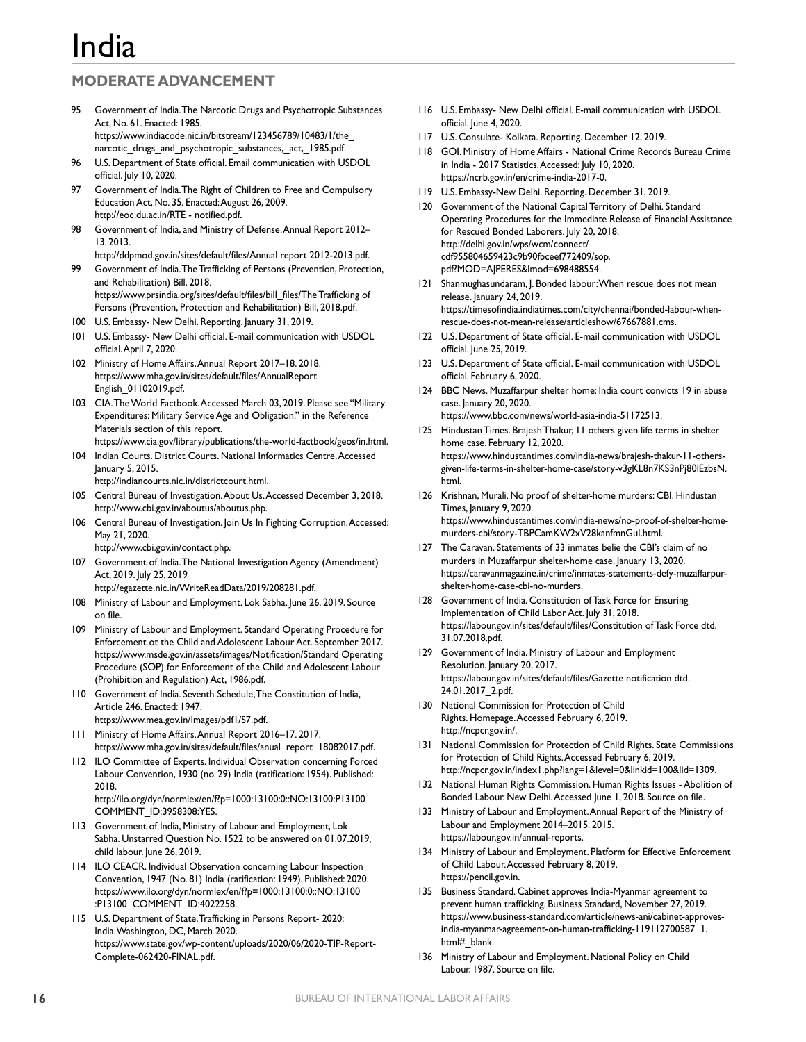# India

## MODERATE ADVANCEMENT

95 Government of India. The Narcotic Drugs and Psychotropic Substances Act, No. 61. Enacted: 1985. https://www.indiacode.nic.in/bitstream/123456789/10483/1/the_narcotic_drugs_and_psychotropic_substances,_act,_1985.pdf.

96 U.S. Department of State official. Email communication with USDOL official. July 10, 2020.

97 Government of India. The Right of Children to Free and Compulsory Education Act, No. 35. Enacted: August 26, 2009. http://eoc.du.ac.in/RTE - notified.pdf.

98 Government of India, and Ministry of Defense. Annual Report 2012–13. 2013. http://ddpmod.gov.in/sites/default/files/Annual report 2012-2013.pdf.

99 Government of India. The Trafficking of Persons (Prevention, Protection, and Rehabilitation) Bill. 2018. https://www.prsindia.org/sites/default/files/bill_files/The Trafficking of Persons (Prevention, Protection and Rehabilitation) Bill, 2018.pdf.

100 U.S. Embassy- New Delhi. Reporting. January 31, 2019.

101 U.S. Embassy- New Delhi official. E-mail communication with USDOL official. April 7, 2020.

102 Ministry of Home Affairs. Annual Report 2017–18. 2018. https://www.mha.gov.in/sites/default/files/AnnualReport_English_01102019.pdf.

103 CIA. The World Factbook. Accessed March 03, 2019. Please see "Military Expenditures: Military Service Age and Obligation." in the Reference Materials section of this report. https://www.cia.gov/library/publications/the-world-factbook/geos/in.html.

104 Indian Courts. District Courts. National Informatics Centre. Accessed January 5, 2015. http://indiancourts.nic.in/districtcourt.html.

105 Central Bureau of Investigation. About Us. Accessed December 3, 2018. http://www.cbi.gov.in/aboutus/aboutus.php.

106 Central Bureau of Investigation. Join Us In Fighting Corruption. Accessed: May 21, 2020. http://www.cbi.gov.in/contact.php.

107 Government of India. The National Investigation Agency (Amendment) Act, 2019. July 25, 2019 http://egazette.nic.in/WriteReadData/2019/208281.pdf.

108 Ministry of Labour and Employment. Lok Sabha. June 26, 2019. Source on file.

109 Ministry of Labour and Employment. Standard Operating Procedure for Enforcement ot the Child and Adolescent Labour Act. September 2017. https://www.msde.gov.in/assets/images/Notification/Standard Operating Procedure (SOP) for Enforcement of the Child and Adolescent Labour (Prohibition and Regulation) Act, 1986.pdf.

110 Government of India. Seventh Schedule, The Constitution of India, Article 246. Enacted: 1947. https://www.mea.gov.in/Images/pdf1/S7.pdf.

111 Ministry of Home Affairs. Annual Report 2016–17. 2017. https://www.mha.gov.in/sites/default/files/anual_report_18082017.pdf.

112 ILO Committee of Experts. Individual Observation concerning Forced Labour Convention, 1930 (no. 29) India (ratification: 1954). Published: 2018. http://ilo.org/dyn/normlex/en/f?p=1000:13100:0::NO:13100:P13100_COMMENT_ID:3958308:YES.

113 Government of India, Ministry of Labour and Employment, Lok Sabha. Unstarred Question No. 1522 to be answered on 01.07.2019, child labour. June 26, 2019.

114 ILO CEACR. Individual Observation concerning Labour Inspection Convention, 1947 (No. 81) India (ratification: 1949). Published: 2020. https://www.ilo.org/dyn/normlex/en/f?p=1000:13100:0::NO:13100:P13100_COMMENT_ID:4022258.

115 U.S. Department of State. Trafficking in Persons Report- 2020: India. Washington, DC, March 2020. https://www.state.gov/wp-content/uploads/2020/06/2020-TIP-Report-Complete-062420-FINAL.pdf.

116 U.S. Embassy- New Delhi official. E-mail communication with USDOL official. June 4, 2020.

117 U.S. Consulate- Kolkata. Reporting. December 12, 2019.

118 GOI. Ministry of Home Affairs - National Crime Records Bureau Crime in India - 2017 Statistics. Accessed: July 10, 2020. https://ncrb.gov.in/en/crime-india-2017-0.

119 U.S. Embassy-New Delhi. Reporting. December 31, 2019.

120 Government of the National Capital Territory of Delhi. Standard Operating Procedures for the Immediate Release of Financial Assistance for Rescued Bonded Laborers. July 20, 2018. http://delhi.gov.in/wps/wcm/connect/cdf955804659423c9b90fbceef772409/sop.pdf?MOD=AJPERES&lmod=698488554.

121 Shanmughasundaram, J. Bonded labour: When rescue does not mean release. January 24, 2019. https://timesofindia.indiatimes.com/city/chennai/bonded-labour-when-rescue-does-not-mean-release/articleshow/67667881.cms.

122 U.S. Department of State official. E-mail communication with USDOL official. June 25, 2019.

123 U.S. Department of State official. E-mail communication with USDOL official. February 6, 2020.

124 BBC News. Muzaffarpur shelter home: India court convicts 19 in abuse case. January 20, 2020. https://www.bbc.com/news/world-asia-india-51172513.

125 Hindustan Times. Brajesh Thakur, 11 others given life terms in shelter home case. February 12, 2020. https://www.hindustantimes.com/india-news/brajesh-thakur-11-others-given-life-terms-in-shelter-home-case/story-v3gKL8n7KS3nPj80lEzbsN.html.

126 Krishnan, Murali. No proof of shelter-home murders: CBI. Hindustan Times, January 9, 2020. https://www.hindustantimes.com/india-news/no-proof-of-shelter-home-murders-cbi/story-TBPCamKW2xV28kanfmnGuI.html.

127 The Caravan. Statements of 33 inmates belie the CBI's claim of no murders in Muzaffarpur shelter-home case. January 13, 2020. https://caravanmagazine.in/crime/inmates-statements-defy-muzaffarpur-shelter-home-case-cbi-no-murders.

128 Government of India. Constitution of Task Force for Ensuring Implementation of Child Labor Act. July 31, 2018. https://labour.gov.in/sites/default/files/Constitution of Task Force dtd. 31.07.2018.pdf.

129 Government of India. Ministry of Labour and Employment Resolution. January 20, 2017. https://labour.gov.in/sites/default/files/Gazette notification dtd. 24.01.2017_2.pdf.

130 National Commission for Protection of Child Rights. Homepage. Accessed February 6, 2019. http://ncpcr.gov.in/.

131 National Commission for Protection of Child Rights. State Commissions for Protection of Child Rights. Accessed February 6, 2019. http://ncpcr.gov.in/index1.php?lang=1&level=0&linkid=100&lid=1309.

132 National Human Rights Commission. Human Rights Issues - Abolition of Bonded Labour. New Delhi. Accessed June 1, 2018. Source on file.

133 Ministry of Labour and Employment. Annual Report of the Ministry of Labour and Employment 2014–2015. 2015. https://labour.gov.in/annual-reports.

134 Ministry of Labour and Employment. Platform for Effective Enforcement of Child Labour. Accessed February 8, 2019. https://pencil.gov.in.

135 Business Standard. Cabinet approves India-Myanmar agreement to prevent human trafficking. Business Standard, November 27, 2019. https://www.business-standard.com/article/news-ani/cabinet-approves-india-myanmar-agreement-on-human-trafficking-119112700587_1.html#_blank.

136 Ministry of Labour and Employment. National Policy on Child Labour. 1987. Source on file.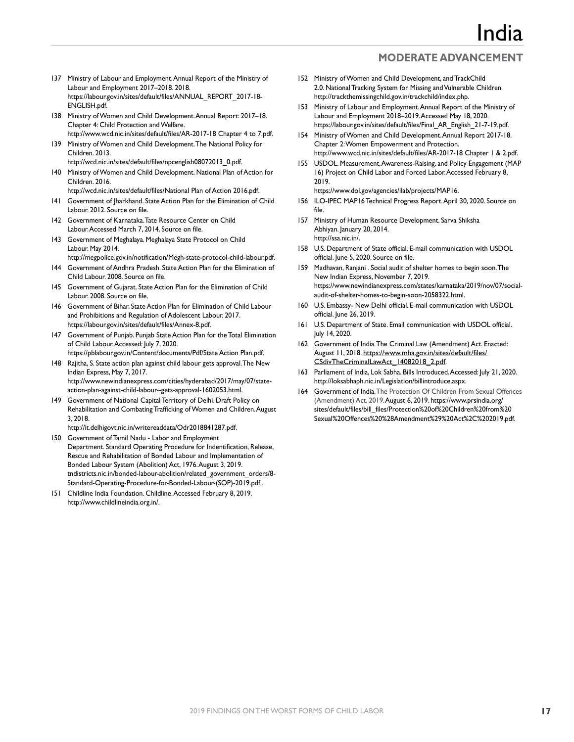137 Ministry of Labour and Employment. Annual Report of the Ministry of Labour and Employment 2017–2018. 2018. https://labour.gov.in/sites/default/files/ANNUAL_REPORT_2017-18-ENGLISH.pdf.

138 Ministry of Women and Child Development. Annual Report: 2017–18. Chapter 4: Child Protection and Welfare. http://www.wcd.nic.in/sites/default/files/AR-2017-18 Chapter 4 to 7.pdf.

139 Ministry of Women and Child Development. The National Policy for Children. 2013. http://wcd.nic.in/sites/default/files/npcenglish08072013_0.pdf.

140 Ministry of Women and Child Development. National Plan of Action for Children. 2016. http://wcd.nic.in/sites/default/files/National Plan of Action 2016.pdf.

141 Government of Jharkhand. State Action Plan for the Elimination of Child Labour. 2012. Source on file.

142 Government of Karnataka. Tate Resource Center on Child Labour. Accessed March 7, 2014. Source on file.

143 Government of Meghalaya. Meghalaya State Protocol on Child Labour. May 2014. http://megpolice.gov.in/notification/Megh-state-protocol-child-labour.pdf.

144 Government of Andhra Pradesh. State Action Plan for the Elimination of Child Labour. 2008. Source on file.

145 Government of Gujarat. State Action Plan for the Elimination of Child Labour. 2008. Source on file.

146 Government of Bihar. State Action Plan for Elimination of Child Labour and Prohibitions and Regulation of Adolescent Labour. 2017. https://labour.gov.in/sites/default/files/Annex-8.pdf.

147 Government of Punjab. Punjab State Action Plan for the Total Elimination of Child Labour. Accessed: July 7, 2020. https://pblabour.gov.in/Content/documents/Pdf/State Action Plan.pdf.

148 Rajitha, S. State action plan against child labour gets approval. The New Indian Express, May 7, 2017. http://www.newindianexpress.com/cities/hyderabad/2017/may/07/state-action-plan-against-child-labour--gets-approval-1602053.html.

149 Government of National Capital Territory of Delhi. Draft Policy on Rehabilitation and Combating Trafficking of Women and Children. August 3, 2018. http://it.delhigovt.nic.in/writereaddata/Odr2018841287.pdf.

150 Government of Tamil Nadu - Labor and Employment Department. Standard Operating Procedure for Indentification, Release, Rescue and Rehabilitation of Bonded Labour and Implementation of Bonded Labour System (Abolition) Act, 1976. August 3, 2019. tndistricts.nic.in/bonded-labour-abolition/related_government_orders/8-Standard-Operating-Procedure-for-Bonded-Labour-(SOP)-2019.pdf .

151 Childline India Foundation. Childline. Accessed February 8, 2019. http://www.childlineindia.org.in/.

152 Ministry of Women and Child Development, and TrackChild 2.0. National Tracking System for Missing and Vulnerable Children. http://trackthemissingchild.gov.in/trackchild/index.php.

153 Ministry of Labour and Employment. Annual Report of the Ministry of Labour and Employment 2018–2019. Accessed May 18, 2020. https://labour.gov.in/sites/default/files/Final_AR_English_21-7-19.pdf.

154 Ministry of Women and Child Development. Annual Report 2017-18. Chapter 2: Women Empowerment and Protection. http://www.wcd.nic.in/sites/default/files/AR-2017-18 Chapter 1 & 2.pdf.

155 USDOL. Measurement, Awareness-Raising, and Policy Engagement (MAP 16) Project on Child Labor and Forced Labor. Accessed February 8, 2019. https://www.dol.gov/agencies/ilab/projects/MAP16.

156 ILO-IPEC MAP16 Technical Progress Report. April 30, 2020. Source on file.

157 Ministry of Human Resource Development. Sarva Shiksha Abhiyan. January 20, 2014. http://ssa.nic.in/.

158 U.S. Department of State official. E-mail communication with USDOL official. June 5, 2020. Source on file.

159 Madhavan, Ranjani . Social audit of shelter homes to begin soon. The New Indian Express, November 7, 2019. https://www.newindianexpress.com/states/karnataka/2019/nov/07/social-audit-of-shelter-homes-to-begin-soon-2058322.html.

160 U.S. Embassy- New Delhi official. E-mail communication with USDOL official. June 26, 2019.

161 U.S. Department of State. Email communication with USDOL official. July 14, 2020.

162 Government of India. The Criminal Law (Amendment) Act. Enacted: August 11, 2018. https://www.mha.gov.in/sites/default/files/CSdivTheCriminalLawAct_14082018_2.pdf.

163 Parliament of India, Lok Sabha. Bills Introduced. Accessed: July 21, 2020. http://loksabhaph.nic.in/Legislation/billintroduce.aspx.

164 Government of India. The Protection Of Children From Sexual Offences (Amendment) Act, 2019. August 6, 2019. https://www.prsindia.org/sites/default/files/bill_files/Protection%20of%20Children%20from%20Sexual%20Offences%20%28Amendment%29%20Act%2C%202019.pdf.